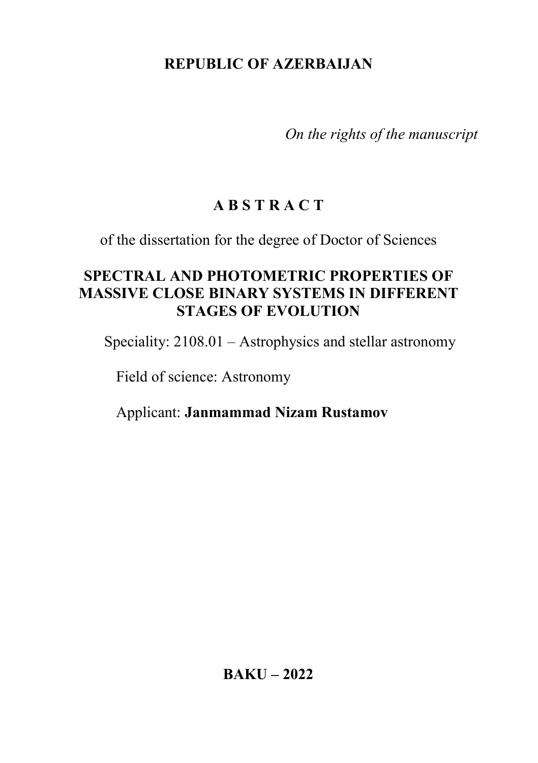**REPUBLIC OF AZERBAIJAN**

*On the rights of the manuscript*

# A B S T R A C T

of the dissertation for the degree of Doctor of Sciences

## SPECTRAL AND PHOTOMETRIC PROPERTIES OF MASSIVE CLOSE BINARY SYSTEMS IN DIFFERENT STAGES OF EVOLUTION

Speciality: 2108.01 – Astrophysics and stellar astronomy

Field of science: Astronomy

Applicant: **Janmammad Nizam Rustamov**

**BAKU – 2022**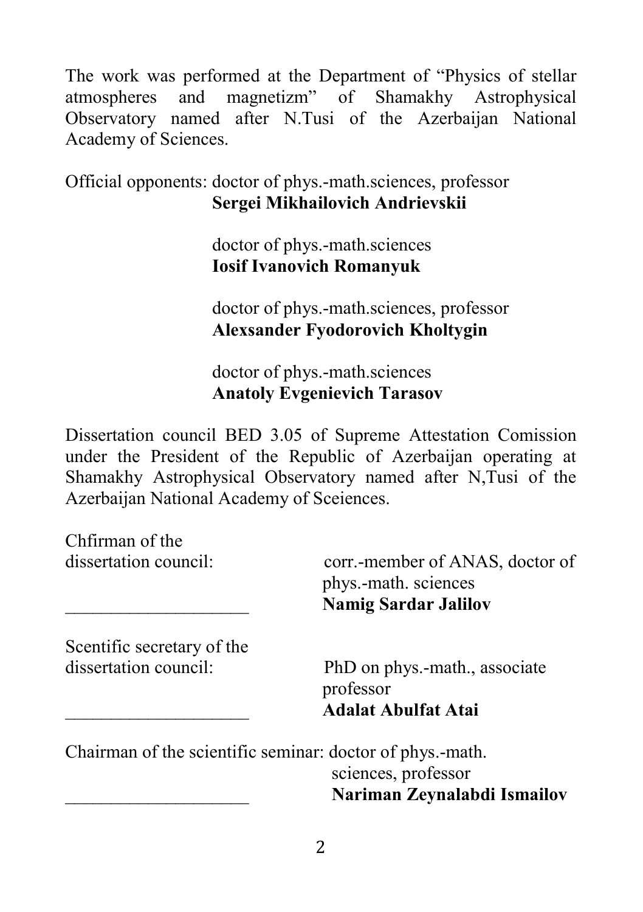The work was performed at the Department of "Physics of stellar atmospheres and magnetizm" of Shamakhy Astrophysical Observatory named after N.Tusi of the Azerbaijan National Academy of Sciences.

Official opponents: doctor of phys.-math.sciences, professor
**Sergei Mikhailovich Andrievskii**

doctor of phys.-math.sciences
**Iosif Ivanovich Romanyuk**

doctor of phys.-math.sciences, professor
**Alexsander Fyodorovich Kholtygin**

doctor of phys.-math.sciences
**Anatoly Evgenievich Tarasov**

Dissertation council BED 3.05 of Supreme Attestation Comission under the President of the Republic of Azerbaijan operating at Shamakhy Astrophysical Observatory named after N,Tusi of the Azerbaijan National Academy of Sceiences.

Chfirman of the dissertation council: corr.-member of ANAS, doctor of phys.-math. sciences

\_\_\_\_\_\_\_\_\_\_\_\_\_\_\_\_\_\_\_\_ **Namig Sardar Jalilov**

Scentific secretary of the dissertation council: PhD on phys.-math., associate professor

\_\_\_\_\_\_\_\_\_\_\_\_\_\_\_\_\_\_\_\_ **Adalat Abulfat Atai**

Chairman of the scientific seminar: doctor of phys.-math. sciences, professor

\_\_\_\_\_\_\_\_\_\_\_\_\_\_\_\_\_\_\_\_ **Nariman Zeynalabdi Ismailov**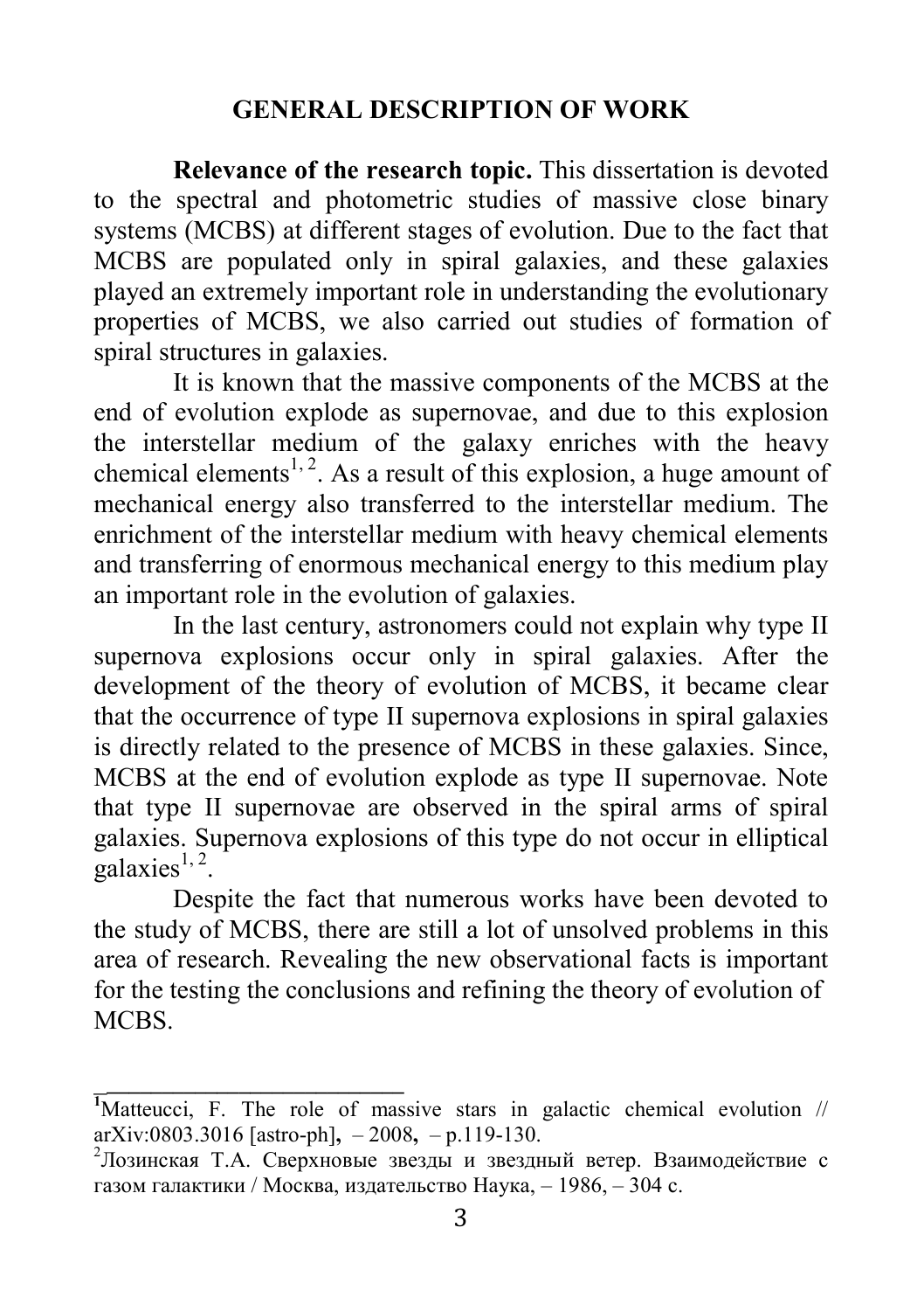## GENERAL DESCRIPTION OF WORK

**Relevance of the research topic.** This dissertation is devoted to the spectral and photometric studies of massive close binary systems (MCBS) at different stages of evolution. Due to the fact that MCBS are populated only in spiral galaxies, and these galaxies played an extremely important role in understanding the evolutionary properties of MCBS, we also carried out studies of formation of spiral structures in galaxies.

It is known that the massive components of the MCBS at the end of evolution explode as supernovae, and due to this explosion the interstellar medium of the galaxy enriches with the heavy chemical elements[1, 2]. As a result of this explosion, a huge amount of mechanical energy also transferred to the interstellar medium. The enrichment of the interstellar medium with heavy chemical elements and transferring of enormous mechanical energy to this medium play an important role in the evolution of galaxies.

In the last century, astronomers could not explain why type II supernova explosions occur only in spiral galaxies. After the development of the theory of evolution of MCBS, it became clear that the occurrence of type II supernova explosions in spiral galaxies is directly related to the presence of MCBS in these galaxies. Since, MCBS at the end of evolution explode as type II supernovae. Note that type II supernovae are observed in the spiral arms of spiral galaxies. Supernova explosions of this type do not occur in elliptical galaxies[1, 2].

Despite the fact that numerous works have been devoted to the study of MCBS, there are still a lot of unsolved problems in this area of research. Revealing the new observational facts is important for the testing the conclusions and refining the theory of evolution of MCBS.

---

[1] Matteucci, F. The role of massive stars in galactic chemical evolution // arXiv:0803.3016 [astro-ph], – 2008, – p.119-130.

[2] Лозинская Т.А. Сверхновые звезды и звездный ветер. Взаимодействие с газом галактики / Москва, издательство Наука, – 1986, – 304 с.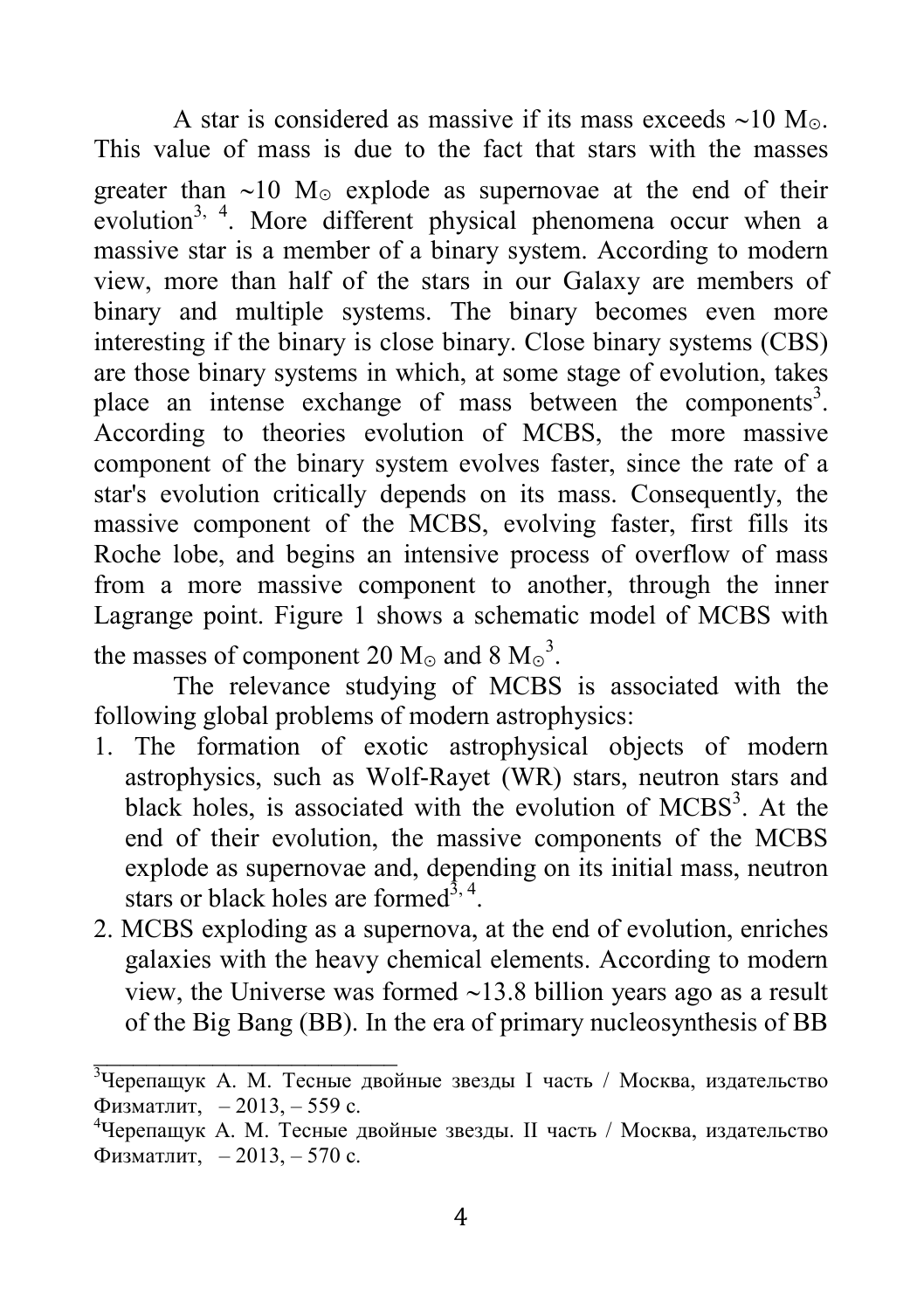A star is considered as massive if its mass exceeds ~10 $M_\odot$. This value of mass is due to the fact that stars with the masses greater than ~10 $M_\odot$ explode as supernovae at the end of their evolution[3, 4]. More different physical phenomena occur when a massive star is a member of a binary system. According to modern view, more than half of the stars in our Galaxy are members of binary and multiple systems. The binary becomes even more interesting if the binary is close binary. Close binary systems (CBS) are those binary systems in which, at some stage of evolution, takes place an intense exchange of mass between the components[3]. According to theories evolution of MCBS, the more massive component of the binary system evolves faster, since the rate of a star's evolution critically depends on its mass. Consequently, the massive component of the MCBS, evolving faster, first fills its Roche lobe, and begins an intensive process of overflow of mass from a more massive component to another, through the inner Lagrange point. Figure 1 shows a schematic model of MCBS with the masses of component 20 $M_\odot$ and 8 $M_\odot$[3].

The relevance studying of MCBS is associated with the following global problems of modern astrophysics:

1. The formation of exotic astrophysical objects of modern astrophysics, such as Wolf-Rayet (WR) stars, neutron stars and black holes, is associated with the evolution of MCBS[3]. At the end of their evolution, the massive components of the MCBS explode as supernovae and, depending on its initial mass, neutron stars or black holes are formed[3, 4].
2. MCBS exploding as a supernova, at the end of evolution, enriches galaxies with the heavy chemical elements. According to modern view, the Universe was formed ~13.8 billion years ago as a result of the Big Bang (BB). In the era of primary nucleosynthesis of BB

---

[3] Черепащук А. М. Тесные двойные звезды I часть / Москва, издательство Физматлит, – 2013, – 559 с.

[4] Черепащук А. М. Тесные двойные звезды. II часть / Москва, издательство Физматлит, – 2013, – 570 с.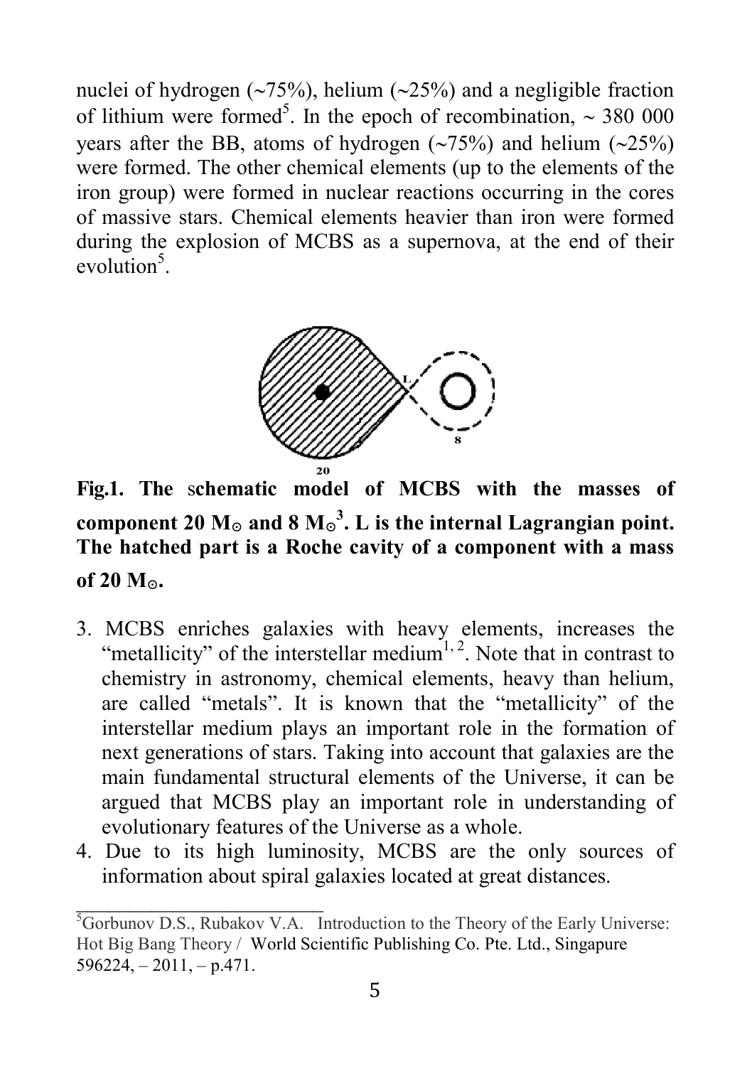nuclei of hydrogen (~75%), helium (~25%) and a negligible fraction of lithium were formed[5]. In the epoch of recombination, ~ 380 000 years after the BB, atoms of hydrogen (~75%) and helium (~25%) were formed. The other chemical elements (up to the elements of the iron group) were formed in nuclear reactions occurring in the cores of massive stars. Chemical elements heavier than iron were formed during the explosion of MCBS as a supernova, at the end of their evolution[5].

**Fig.1. The schematic model of MCBS with the masses of component 20 $M_{\odot}$ and 8 $M_{\odot}$[3]. L is the internal Lagrangian point. The hatched part is a Roche cavity of a component with a mass of 20 $M_{\odot}$.**

3. MCBS enriches galaxies with heavy elements, increases the "metallicity" of the interstellar medium[1, 2]. Note that in contrast to chemistry in astronomy, chemical elements, heavy than helium, are called "metals". It is known that the "metallicity" of the interstellar medium plays an important role in the formation of next generations of stars. Taking into account that galaxies are the main fundamental structural elements of the Universe, it can be argued that MCBS play an important role in understanding of evolutionary features of the Universe as a whole.
4. Due to its high luminosity, MCBS are the only sources of information about spiral galaxies located at great distances.

---

[5]Gorbunov D.S., Rubakov V.A. Introduction to the Theory of the Early Universe: Hot Big Bang Theory / World Scientific Publishing Co. Pte. Ltd., Singapure 596224, – 2011, – p.471.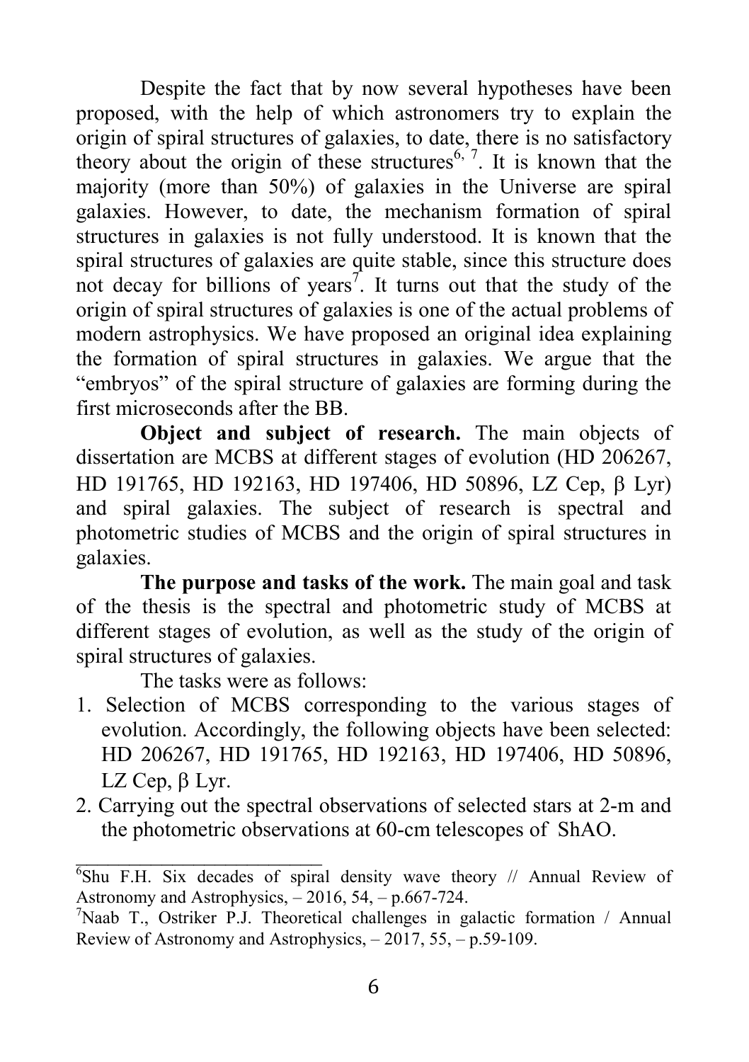Despite the fact that by now several hypotheses have been proposed, with the help of which astronomers try to explain the origin of spiral structures of galaxies, to date, there is no satisfactory theory about the origin of these structures[6, 7]. It is known that the majority (more than 50%) of galaxies in the Universe are spiral galaxies. However, to date, the mechanism formation of spiral structures in galaxies is not fully understood. It is known that the spiral structures of galaxies are quite stable, since this structure does not decay for billions of years[7]. It turns out that the study of the origin of spiral structures of galaxies is one of the actual problems of modern astrophysics. We have proposed an original idea explaining the formation of spiral structures in galaxies. We argue that the "embryos" of the spiral structure of galaxies are forming during the first microseconds after the BB.

**Object and subject of research.** The main objects of dissertation are MCBS at different stages of evolution (HD 206267, HD 191765, HD 192163, HD 197406, HD 50896, LZ Cep, β Lyr) and spiral galaxies. The subject of research is spectral and photometric studies of MCBS and the origin of spiral structures in galaxies.

**The purpose and tasks of the work.** The main goal and task of the thesis is the spectral and photometric study of MCBS at different stages of evolution, as well as the study of the origin of spiral structures of galaxies.

The tasks were as follows:

1. Selection of MCBS corresponding to the various stages of evolution. Accordingly, the following objects have been selected: HD 206267, HD 191765, HD 192163, HD 197406, HD 50896, LZ Cep, β Lyr.
2. Carrying out the spectral observations of selected stars at 2-m and the photometric observations at 60-cm telescopes of ShAO.

---

[6] Shu F.H. Six decades of spiral density wave theory // Annual Review of Astronomy and Astrophysics, – 2016, 54, – p.667-724.

[7] Naab T., Ostriker P.J. Theoretical challenges in galactic formation / Annual Review of Astronomy and Astrophysics, – 2017, 55, – p.59-109.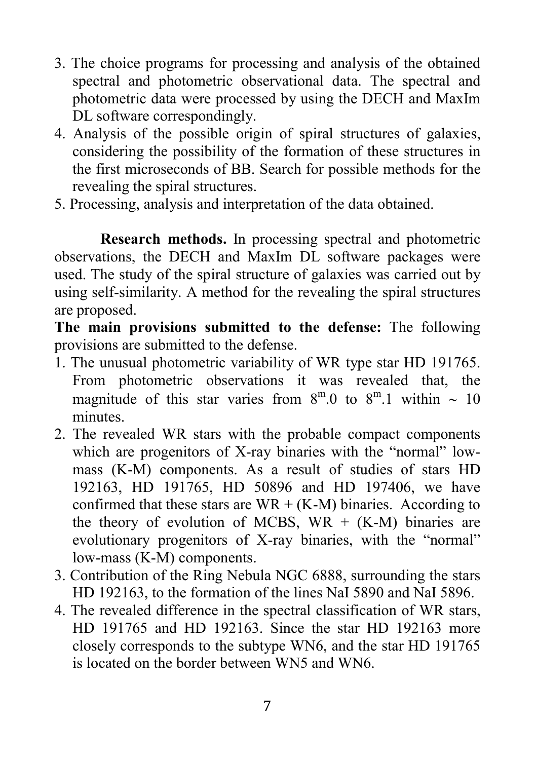3. The choice programs for processing and analysis of the obtained spectral and photometric observational data. The spectral and photometric data were processed by using the DECH and MaxIm DL software correspondingly.
4. Analysis of the possible origin of spiral structures of galaxies, considering the possibility of the formation of these structures in the first microseconds of BB. Search for possible methods for the revealing the spiral structures.
5. Processing, analysis and interpretation of the data obtained.

**Research methods.** In processing spectral and photometric observations, the DECH and MaxIm DL software packages were used. The study of the spiral structure of galaxies was carried out by using self-similarity. A method for the revealing the spiral structures are proposed.

**The main provisions submitted to the defense:** The following provisions are submitted to the defense.

1. The unusual photometric variability of WR type star HD 191765. From photometric observations it was revealed that, the magnitude of this star varies from $8^m.0$ to $8^m.1$ within ~ 10 minutes.
2. The revealed WR stars with the probable compact components which are progenitors of X-ray binaries with the "normal" low-mass (K-M) components. As a result of studies of stars HD 192163, HD 191765, HD 50896 and HD 197406, we have confirmed that these stars are WR + (K-M) binaries. According to the theory of evolution of MCBS, WR + (K-M) binaries are evolutionary progenitors of X-ray binaries, with the "normal" low-mass (K-M) components.
3. Contribution of the Ring Nebula NGC 6888, surrounding the stars HD 192163, to the formation of the lines NaI 5890 and NaI 5896.
4. The revealed difference in the spectral classification of WR stars, HD 191765 and HD 192163. Since the star HD 192163 more closely corresponds to the subtype WN6, and the star HD 191765 is located on the border between WN5 and WN6.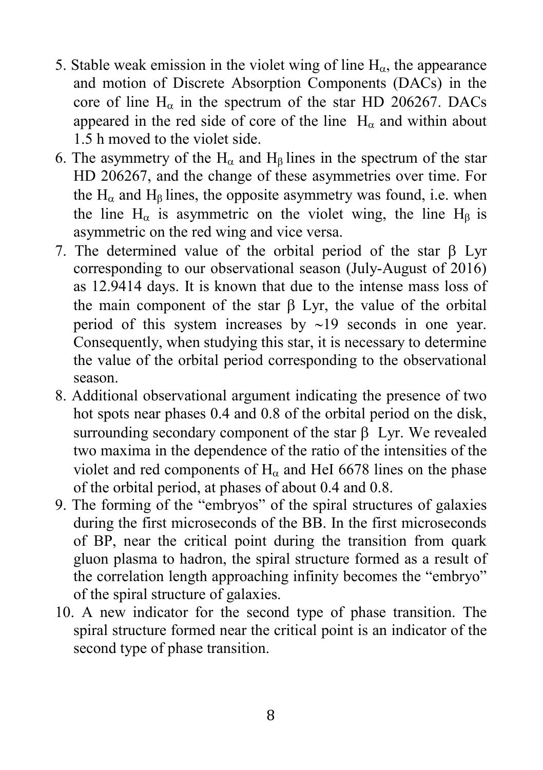5. Stable weak emission in the violet wing of line $H_\alpha$, the appearance and motion of Discrete Absorption Components (DACs) in the core of line $H_\alpha$ in the spectrum of the star HD 206267. DACs appeared in the red side of core of the line $H_\alpha$ and within about 1.5 h moved to the violet side.
6. The asymmetry of the $H_\alpha$ and $H_\beta$ lines in the spectrum of the star HD 206267, and the change of these asymmetries over time. For the $H_\alpha$ and $H_\beta$ lines, the opposite asymmetry was found, i.e. when the line $H_\alpha$ is asymmetric on the violet wing, the line $H_\beta$ is asymmetric on the red wing and vice versa.
7. The determined value of the orbital period of the star β Lyr corresponding to our observational season (July-August of 2016) as 12.9414 days. It is known that due to the intense mass loss of the main component of the star β Lyr, the value of the orbital period of this system increases by ∼19 seconds in one year. Consequently, when studying this star, it is necessary to determine the value of the orbital period corresponding to the observational season.
8. Additional observational argument indicating the presence of two hot spots near phases 0.4 and 0.8 of the orbital period on the disk, surrounding secondary component of the star β Lyr. We revealed two maxima in the dependence of the ratio of the intensities of the violet and red components of $H_\alpha$ and HeI 6678 lines on the phase of the orbital period, at phases of about 0.4 and 0.8.
9. The forming of the "embryos" of the spiral structures of galaxies during the first microseconds of the BB. In the first microseconds of BP, near the critical point during the transition from quark gluon plasma to hadron, the spiral structure formed as a result of the correlation length approaching infinity becomes the "embryo" of the spiral structure of galaxies.
10. A new indicator for the second type of phase transition. The spiral structure formed near the critical point is an indicator of the second type of phase transition.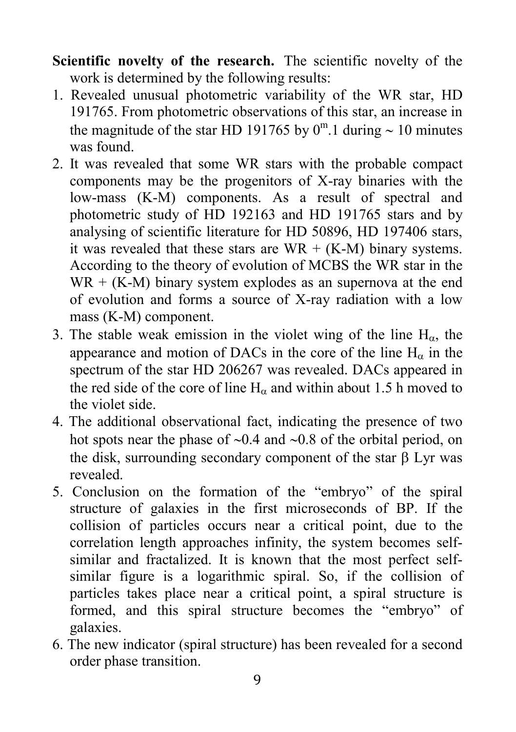**Scientific novelty of the research.** The scientific novelty of the work is determined by the following results:

1. Revealed unusual photometric variability of the WR star, HD 191765. From photometric observations of this star, an increase in the magnitude of the star HD 191765 by $0^m.1$ during ~ 10 minutes was found.
2. It was revealed that some WR stars with the probable compact components may be the progenitors of X-ray binaries with the low-mass (K-M) components. As a result of spectral and photometric study of HD 192163 and HD 191765 stars and by analysing of scientific literature for HD 50896, HD 197406 stars, it was revealed that these stars are WR + (K-M) binary systems. According to the theory of evolution of MCBS the WR star in the WR + (K-M) binary system explodes as an supernova at the end of evolution and forms a source of X-ray radiation with a low mass (K-M) component.
3. The stable weak emission in the violet wing of the line $H_\alpha$, the appearance and motion of DACs in the core of the line $H_\alpha$ in the spectrum of the star HD 206267 was revealed. DACs appeared in the red side of the core of line $H_\alpha$ and within about 1.5 h moved to the violet side.
4. The additional observational fact, indicating the presence of two hot spots near the phase of ~0.4 and ~0.8 of the orbital period, on the disk, surrounding secondary component of the star $\beta$ Lyr was revealed.
5. Conclusion on the formation of the "embryo" of the spiral structure of galaxies in the first microseconds of BP. If the collision of particles occurs near a critical point, due to the correlation length approaches infinity, the system becomes self-similar and fractalized. It is known that the most perfect self-similar figure is a logarithmic spiral. So, if the collision of particles takes place near a critical point, a spiral structure is formed, and this spiral structure becomes the "embryo" of galaxies.
6. The new indicator (spiral structure) has been revealed for a second order phase transition.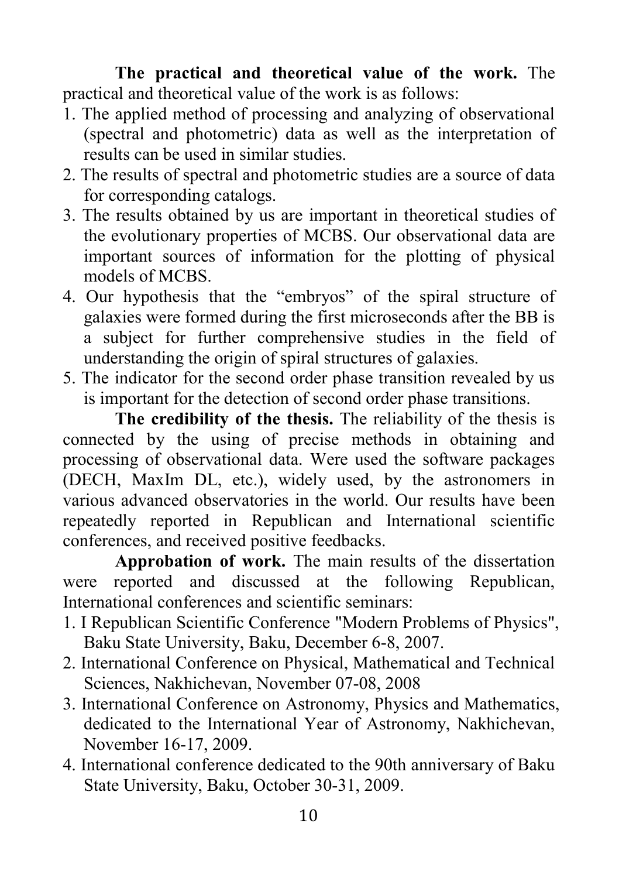**The practical and theoretical value of the work.** The practical and theoretical value of the work is as follows:

1. The applied method of processing and analyzing of observational (spectral and photometric) data as well as the interpretation of results can be used in similar studies.
2. The results of spectral and photometric studies are a source of data for corresponding catalogs.
3. The results obtained by us are important in theoretical studies of the evolutionary properties of MCBS. Our observational data are important sources of information for the plotting of physical models of MCBS.
4. Our hypothesis that the "embryos" of the spiral structure of galaxies were formed during the first microseconds after the BB is a subject for further comprehensive studies in the field of understanding the origin of spiral structures of galaxies.
5. The indicator for the second order phase transition revealed by us is important for the detection of second order phase transitions.

**The credibility of the thesis.** The reliability of the thesis is connected by the using of precise methods in obtaining and processing of observational data. Were used the software packages (DECH, MaxIm DL, etc.), widely used, by the astronomers in various advanced observatories in the world. Our results have been repeatedly reported in Republican and International scientific conferences, and received positive feedbacks.

**Approbation of work.** The main results of the dissertation were reported and discussed at the following Republican, International conferences and scientific seminars:

1. I Republican Scientific Conference "Modern Problems of Physics", Baku State University, Baku, December 6-8, 2007.
2. International Conference on Physical, Mathematical and Technical Sciences, Nakhichevan, November 07-08, 2008
3. International Conference on Astronomy, Physics and Mathematics, dedicated to the International Year of Astronomy, Nakhichevan, November 16-17, 2009.
4. International conference dedicated to the 90th anniversary of Baku State University, Baku, October 30-31, 2009.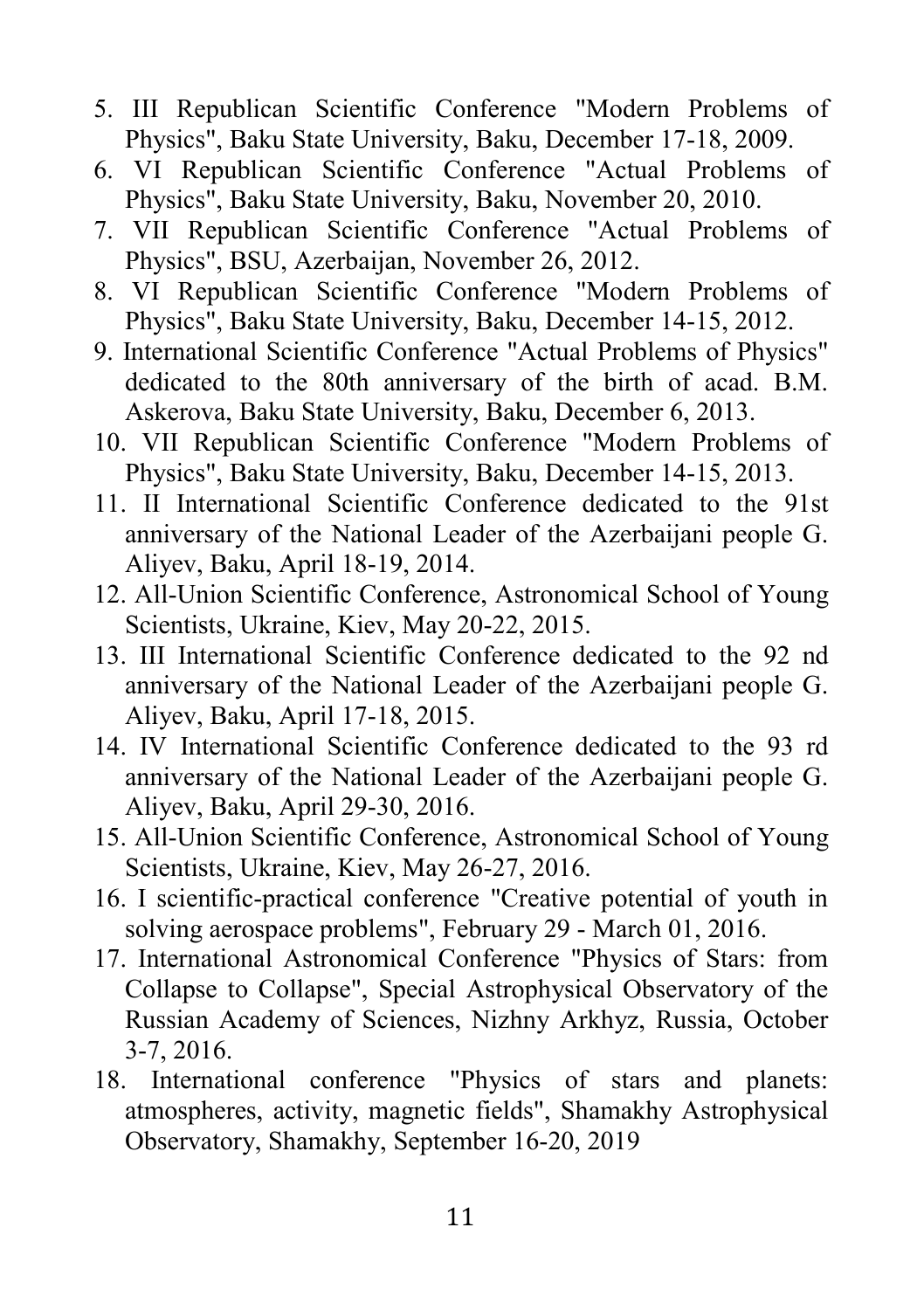5. III Republican Scientific Conference "Modern Problems of Physics", Baku State University, Baku, December 17-18, 2009.
6. VI Republican Scientific Conference "Actual Problems of Physics", Baku State University, Baku, November 20, 2010.
7. VII Republican Scientific Conference "Actual Problems of Physics", BSU, Azerbaijan, November 26, 2012.
8. VI Republican Scientific Conference "Modern Problems of Physics", Baku State University, Baku, December 14-15, 2012.
9. International Scientific Conference "Actual Problems of Physics" dedicated to the 80th anniversary of the birth of acad. B.M. Askerova, Baku State University, Baku, December 6, 2013.
10. VII Republican Scientific Conference "Modern Problems of Physics", Baku State University, Baku, December 14-15, 2013.
11. II International Scientific Conference dedicated to the 91st anniversary of the National Leader of the Azerbaijani people G. Aliyev, Baku, April 18-19, 2014.
12. All-Union Scientific Conference, Astronomical School of Young Scientists, Ukraine, Kiev, May 20-22, 2015.
13. III International Scientific Conference dedicated to the 92 nd anniversary of the National Leader of the Azerbaijani people G. Aliyev, Baku, April 17-18, 2015.
14. IV International Scientific Conference dedicated to the 93 rd anniversary of the National Leader of the Azerbaijani people G. Aliyev, Baku, April 29-30, 2016.
15. All-Union Scientific Conference, Astronomical School of Young Scientists, Ukraine, Kiev, May 26-27, 2016.
16. I scientific-practical conference "Creative potential of youth in solving aerospace problems", February 29 - March 01, 2016.
17. International Astronomical Conference "Physics of Stars: from Collapse to Collapse", Special Astrophysical Observatory of the Russian Academy of Sciences, Nizhny Arkhyz, Russia, October 3-7, 2016.
18. International conference "Physics of stars and planets: atmospheres, activity, magnetic fields", Shamakhy Astrophysical Observatory, Shamakhy, September 16-20, 2019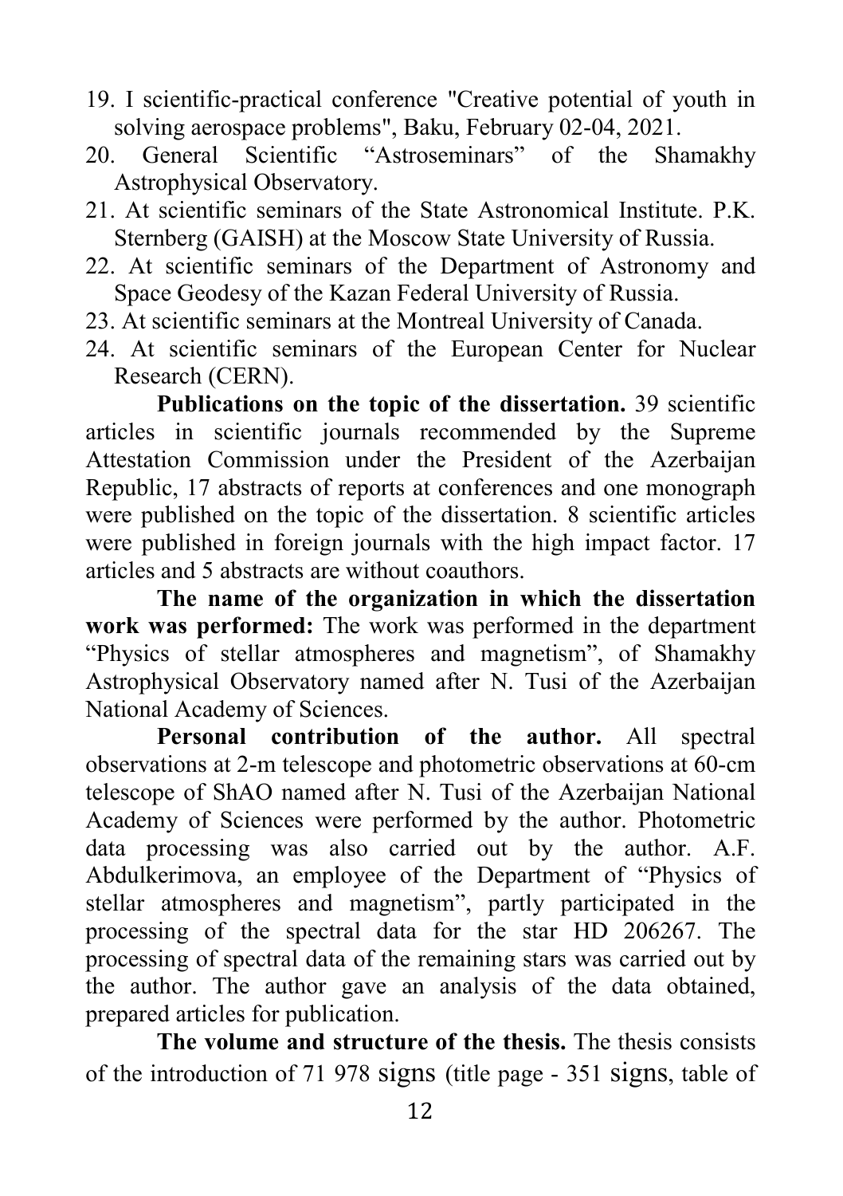19. I scientific-practical conference "Creative potential of youth in solving aerospace problems", Baku, February 02-04, 2021.
20. General Scientific "Astroseminars" of the Shamakhy Astrophysical Observatory.
21. At scientific seminars of the State Astronomical Institute. P.K. Sternberg (GAISH) at the Moscow State University of Russia.
22. At scientific seminars of the Department of Astronomy and Space Geodesy of the Kazan Federal University of Russia.
23. At scientific seminars at the Montreal University of Canada.
24. At scientific seminars of the European Center for Nuclear Research (CERN).

**Publications on the topic of the dissertation.** 39 scientific articles in scientific journals recommended by the Supreme Attestation Commission under the President of the Azerbaijan Republic, 17 abstracts of reports at conferences and one monograph were published on the topic of the dissertation. 8 scientific articles were published in foreign journals with the high impact factor. 17 articles and 5 abstracts are without coauthors.

**The name of the organization in which the dissertation work was performed:** The work was performed in the department "Physics of stellar atmospheres and magnetism", of Shamakhy Astrophysical Observatory named after N. Tusi of the Azerbaijan National Academy of Sciences.

**Personal contribution of the author.** All spectral observations at 2-m telescope and photometric observations at 60-cm telescope of ShAO named after N. Tusi of the Azerbaijan National Academy of Sciences were performed by the author. Photometric data processing was also carried out by the author. A.F. Abdulkerimova, an employee of the Department of "Physics of stellar atmospheres and magnetism", partly participated in the processing of the spectral data for the star HD 206267. The processing of spectral data of the remaining stars was carried out by the author. The author gave an analysis of the data obtained, prepared articles for publication.

**The volume and structure of the thesis.** The thesis consists of the introduction of 71 978 signs (title page - 351 signs, table of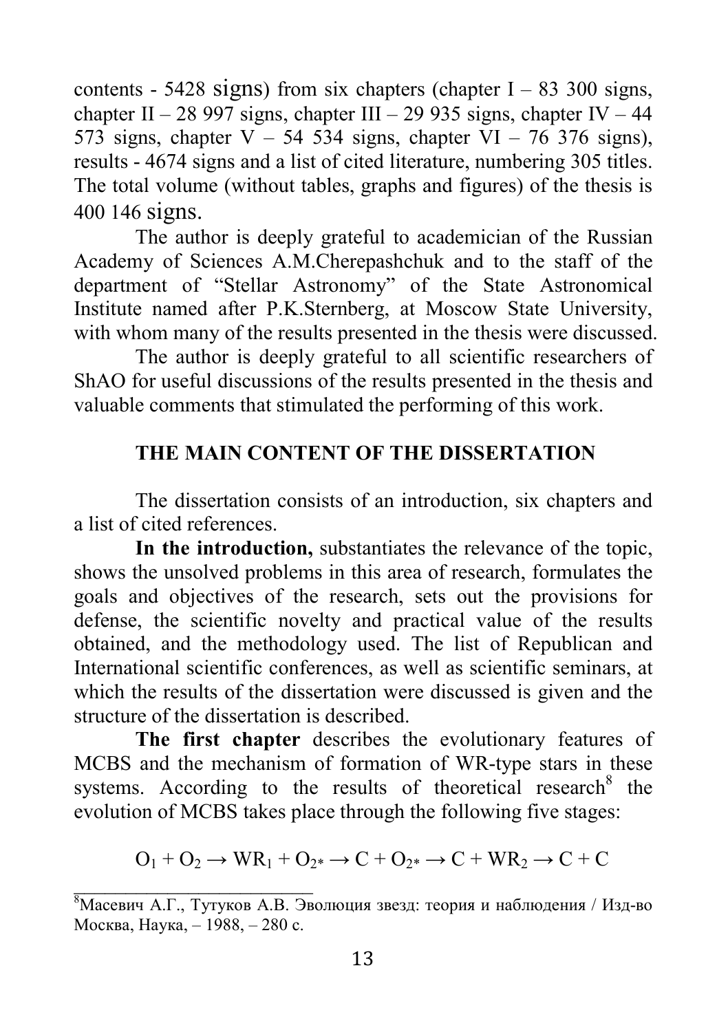contents - 5428 signs) from six chapters (chapter I – 83 300 signs, chapter II – 28 997 signs, chapter III – 29 935 signs, chapter IV – 44 573 signs, chapter V – 54 534 signs, chapter VI – 76 376 signs), results - 4674 signs and a list of cited literature, numbering 305 titles. The total volume (without tables, graphs and figures) of the thesis is 400 146 signs.

The author is deeply grateful to academician of the Russian Academy of Sciences A.M.Cherepashchuk and to the staff of the department of "Stellar Astronomy" of the State Astronomical Institute named after P.K.Sternberg, at Moscow State University, with whom many of the results presented in the thesis were discussed.

The author is deeply grateful to all scientific researchers of ShAO for useful discussions of the results presented in the thesis and valuable comments that stimulated the performing of this work.

## THE MAIN CONTENT OF THE DISSERTATION

The dissertation consists of an introduction, six chapters and a list of cited references.

**In the introduction,** substantiates the relevance of the topic, shows the unsolved problems in this area of research, formulates the goals and objectives of the research, sets out the provisions for defense, the scientific novelty and practical value of the results obtained, and the methodology used. The list of Republican and International scientific conferences, as well as scientific seminars, at which the results of the dissertation were discussed is given and the structure of the dissertation is described.

**The first chapter** describes the evolutionary features of MCBS and the mechanism of formation of WR-type stars in these systems. According to the results of theoretical research[8] the evolution of MCBS takes place through the following five stages:

$$O_1 + O_2 \rightarrow WR_1 + O_{2*} \rightarrow C + O_{2*} \rightarrow C + WR_2 \rightarrow C + C$$

---

[8] Масевич А.Г., Тутуков А.В. Эволюция звезд: теория и наблюдения / Изд-во Москва, Наука, – 1988, – 280 с.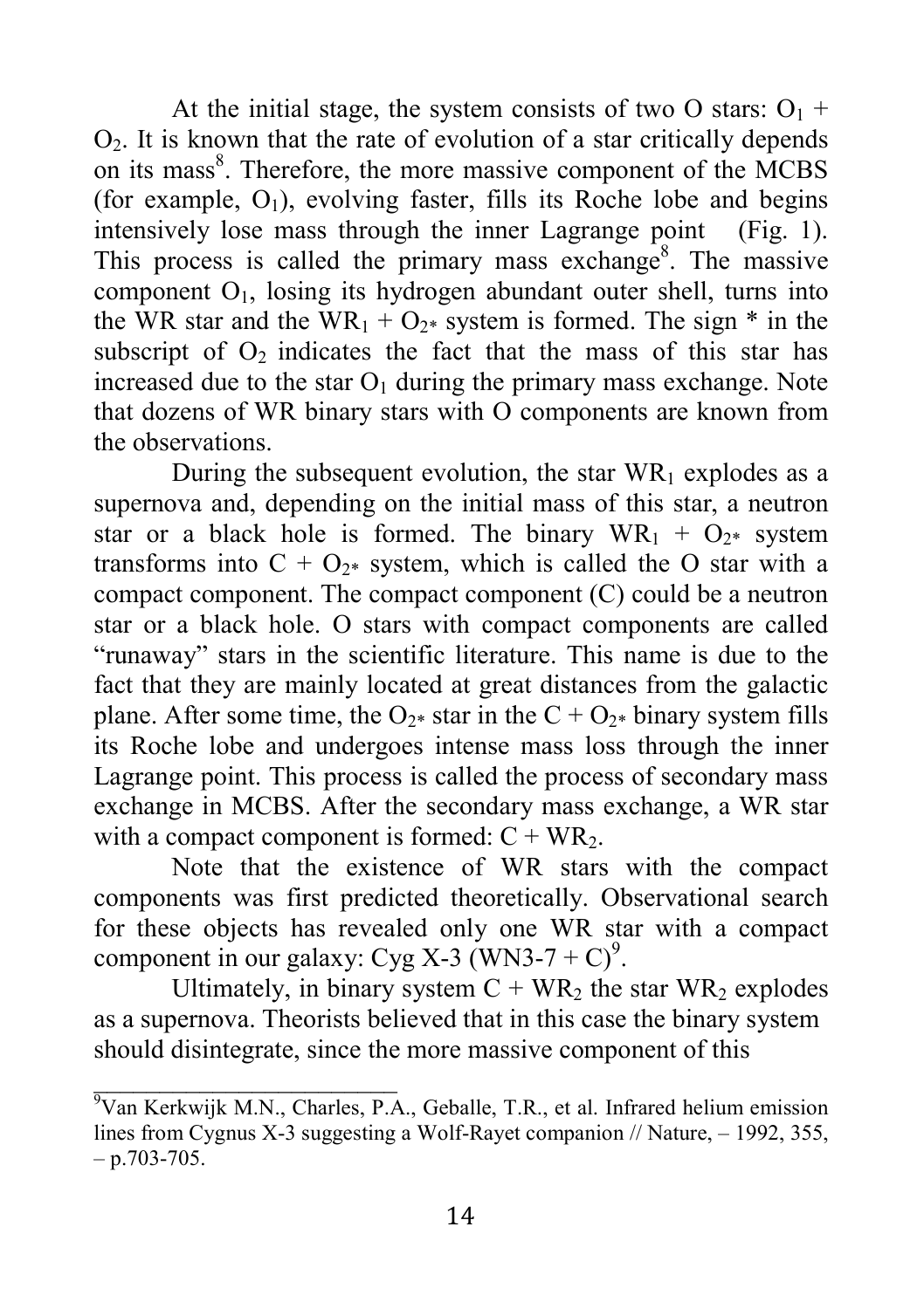At the initial stage, the system consists of two O stars: $O_1$ + $O_2$. It is known that the rate of evolution of a star critically depends on its mass[8]. Therefore, the more massive component of the MCBS (for example, $O_1$), evolving faster, fills its Roche lobe and begins intensively lose mass through the inner Lagrange point (Fig. 1). This process is called the primary mass exchange[8]. The massive component $O_1$, losing its hydrogen abundant outer shell, turns into the WR star and the $WR_1 + O_{2*}$ system is formed. The sign * in the subscript of $O_2$ indicates the fact that the mass of this star has increased due to the star $O_1$ during the primary mass exchange. Note that dozens of WR binary stars with O components are known from the observations.

During the subsequent evolution, the star $WR_1$ explodes as a supernova and, depending on the initial mass of this star, a neutron star or a black hole is formed. The binary $WR_1 + O_{2*}$ system transforms into $C + O_{2*}$ system, which is called the O star with a compact component. The compact component (C) could be a neutron star or a black hole. O stars with compact components are called "runaway" stars in the scientific literature. This name is due to the fact that they are mainly located at great distances from the galactic plane. After some time, the $O_{2*}$ star in the $C + O_{2*}$ binary system fills its Roche lobe and undergoes intense mass loss through the inner Lagrange point. This process is called the process of secondary mass exchange in MCBS. After the secondary mass exchange, a WR star with a compact component is formed: $C + WR_2$.

Note that the existence of WR stars with the compact components was first predicted theoretically. Observational search for these objects has revealed only one WR star with a compact component in our galaxy: Cyg X-3 (WN3-7 + C)[9].

Ultimately, in binary system $C + WR_2$ the star $WR_2$ explodes as a supernova. Theorists believed that in this case the binary system should disintegrate, since the more massive component of this

---

[9] Van Kerkwijk M.N., Charles, P.A., Geballe, T.R., et al. Infrared helium emission lines from Cygnus X-3 suggesting a Wolf-Rayet companion // Nature, – 1992, 355, – p.703-705.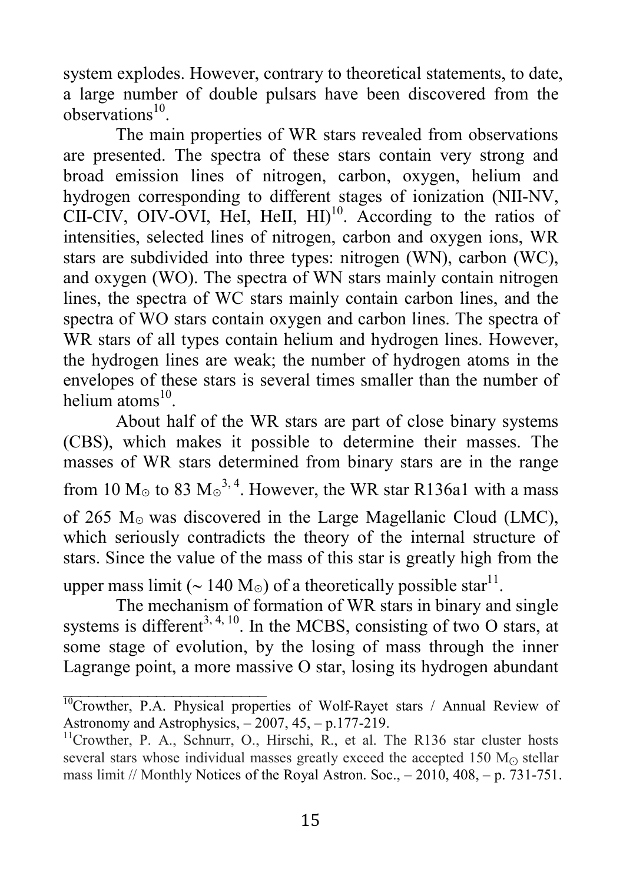system explodes. However, contrary to theoretical statements, to date, a large number of double pulsars have been discovered from the observations[10].

The main properties of WR stars revealed from observations are presented. The spectra of these stars contain very strong and broad emission lines of nitrogen, carbon, oxygen, helium and hydrogen corresponding to different stages of ionization (NII-NV, CII-CIV, OIV-OVI, HeI, HeII, HI)[10]. According to the ratios of intensities, selected lines of nitrogen, carbon and oxygen ions, WR stars are subdivided into three types: nitrogen (WN), carbon (WC), and oxygen (WO). The spectra of WN stars mainly contain nitrogen lines, the spectra of WC stars mainly contain carbon lines, and the spectra of WO stars contain oxygen and carbon lines. The spectra of WR stars of all types contain helium and hydrogen lines. However, the hydrogen lines are weak; the number of hydrogen atoms in the envelopes of these stars is several times smaller than the number of helium atoms[10].

About half of the WR stars are part of close binary systems (CBS), which makes it possible to determine their masses. The masses of WR stars determined from binary stars are in the range from 10 $M_\odot$ to 83 $M_\odot$[3, 4]. However, the WR star R136a1 with a mass of 265 $M_\odot$ was discovered in the Large Magellanic Cloud (LMC), which seriously contradicts the theory of the internal structure of stars. Since the value of the mass of this star is greatly high from the upper mass limit (~ 140 $M_\odot$) of a theoretically possible star[11].

The mechanism of formation of WR stars in binary and single systems is different[3, 4, 10]. In the MCBS, consisting of two O stars, at some stage of evolution, by the losing of mass through the inner Lagrange point, a more massive O star, losing its hydrogen abundant

---

[10] Crowther, P.A. Physical properties of Wolf-Rayet stars / Annual Review of Astronomy and Astrophysics, – 2007, 45, – p.177-219.

[11] Crowther, P. A., Schnurr, O., Hirschi, R., et al. The R136 star cluster hosts several stars whose individual masses greatly exceed the accepted 150 $M_\odot$ stellar mass limit // Monthly Notices of the Royal Astron. Soc., – 2010, 408, – p. 731-751.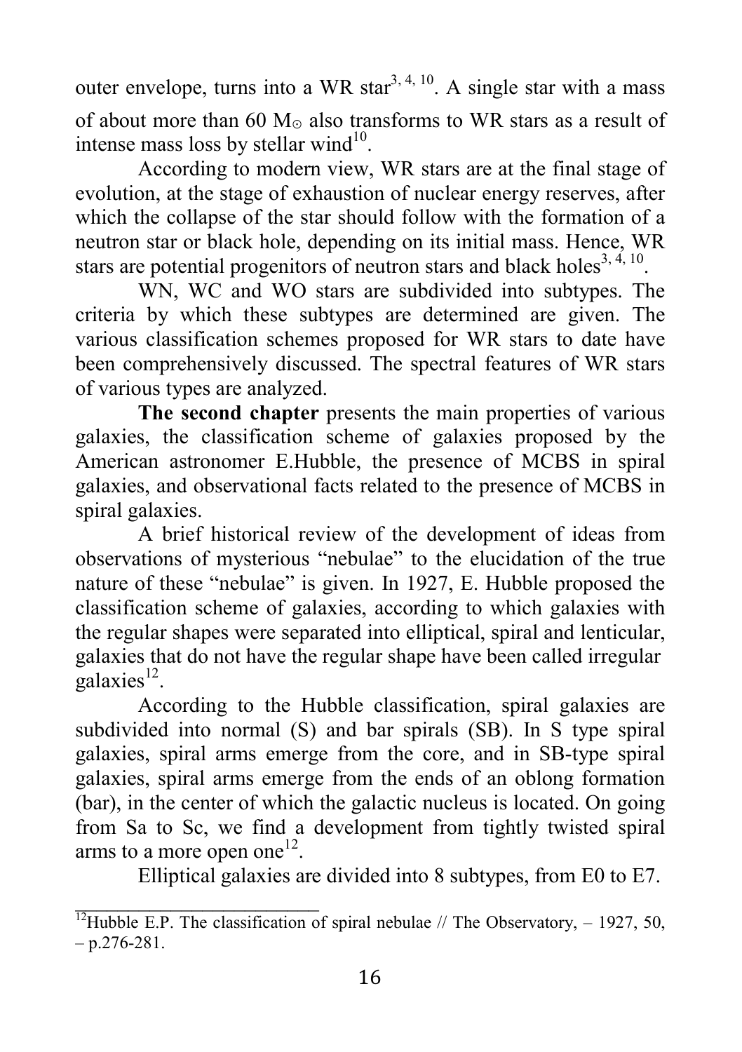outer envelope, turns into a WR star[3, 4, 10]. A single star with a mass of about more than 60 $M_\odot$ also transforms to WR stars as a result of intense mass loss by stellar wind[10].

According to modern view, WR stars are at the final stage of evolution, at the stage of exhaustion of nuclear energy reserves, after which the collapse of the star should follow with the formation of a neutron star or black hole, depending on its initial mass. Hence, WR stars are potential progenitors of neutron stars and black holes[3, 4, 10].

WN, WC and WO stars are subdivided into subtypes. The criteria by which these subtypes are determined are given. The various classification schemes proposed for WR stars to date have been comprehensively discussed. The spectral features of WR stars of various types are analyzed.

**The second chapter** presents the main properties of various galaxies, the classification scheme of galaxies proposed by the American astronomer E.Hubble, the presence of MCBS in spiral galaxies, and observational facts related to the presence of MCBS in spiral galaxies.

A brief historical review of the development of ideas from observations of mysterious "nebulae" to the elucidation of the true nature of these "nebulae" is given. In 1927, E. Hubble proposed the classification scheme of galaxies, according to which galaxies with the regular shapes were separated into elliptical, spiral and lenticular, galaxies that do not have the regular shape have been called irregular galaxies[12].

According to the Hubble classification, spiral galaxies are subdivided into normal (S) and bar spirals (SB). In S type spiral galaxies, spiral arms emerge from the core, and in SB-type spiral galaxies, spiral arms emerge from the ends of an oblong formation (bar), in the center of which the galactic nucleus is located. On going from Sa to Sc, we find a development from tightly twisted spiral arms to a more open one[12].

Elliptical galaxies are divided into 8 subtypes, from E0 to E7.

---

[12] Hubble E.P. The classification of spiral nebulae // The Observatory, – 1927, 50, – p.276-281.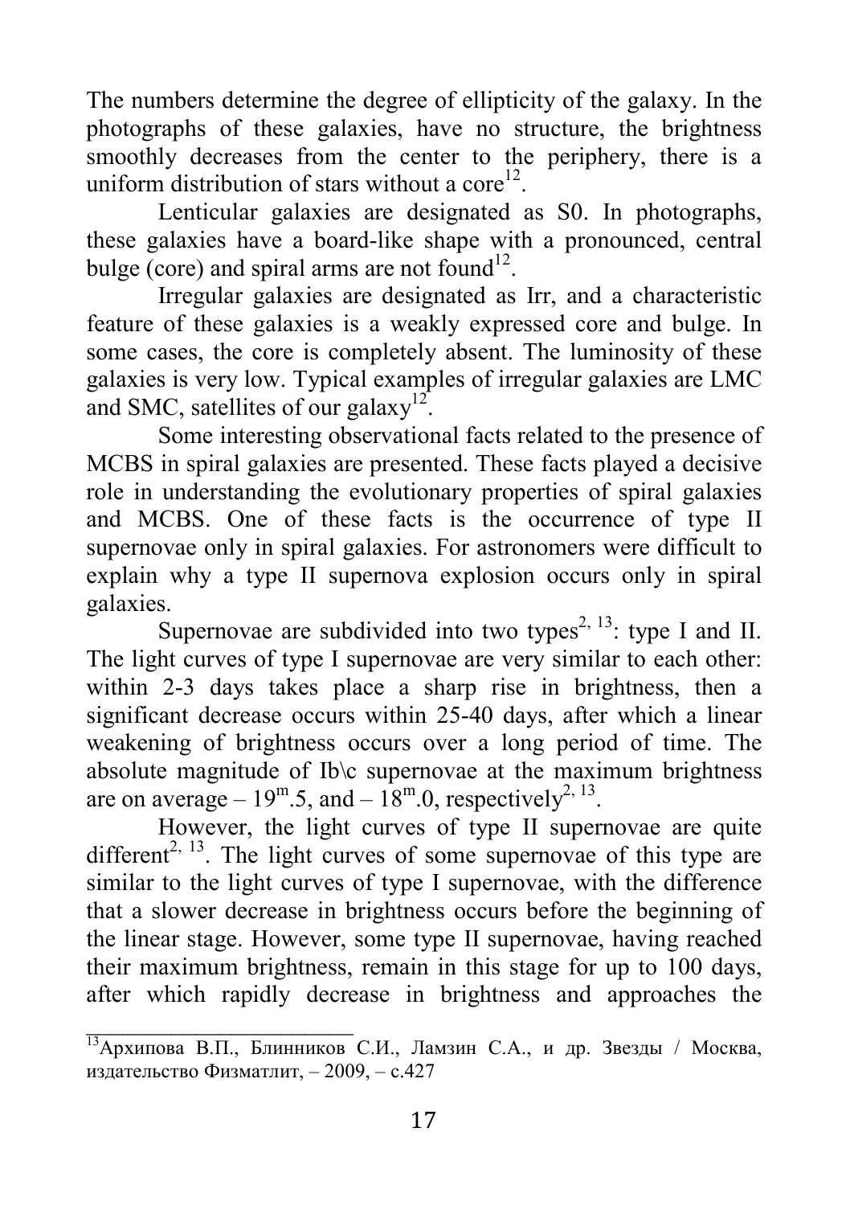The numbers determine the degree of ellipticity of the galaxy. In the photographs of these galaxies, have no structure, the brightness smoothly decreases from the center to the periphery, there is a uniform distribution of stars without a core[12].

Lenticular galaxies are designated as S0. In photographs, these galaxies have a board-like shape with a pronounced, central bulge (core) and spiral arms are not found[12].

Irregular galaxies are designated as Irr, and a characteristic feature of these galaxies is a weakly expressed core and bulge. In some cases, the core is completely absent. The luminosity of these galaxies is very low. Typical examples of irregular galaxies are LMC and SMC, satellites of our galaxy[12].

Some interesting observational facts related to the presence of MCBS in spiral galaxies are presented. These facts played a decisive role in understanding the evolutionary properties of spiral galaxies and MCBS. One of these facts is the occurrence of type II supernovae only in spiral galaxies. For astronomers were difficult to explain why a type II supernova explosion occurs only in spiral galaxies.

Supernovae are subdivided into two types[2, 13]: type I and II. The light curves of type I supernovae are very similar to each other: within 2-3 days takes place a sharp rise in brightness, then a significant decrease occurs within 25-40 days, after which a linear weakening of brightness occurs over a long period of time. The absolute magnitude of Ib\c supernovae at the maximum brightness are on average $-19^{m}.5$, and $-18^{m}.0$, respectively[2, 13].

However, the light curves of type II supernovae are quite different[2, 13]. The light curves of some supernovae of this type are similar to the light curves of type I supernovae, with the difference that a slower decrease in brightness occurs before the beginning of the linear stage. However, some type II supernovae, having reached their maximum brightness, remain in this stage for up to 100 days, after which rapidly decrease in brightness and approaches the

---

[13] Архипова В.П., Блинников С.И., Ламзин С.А., и др. Звезды / Москва, издательство Физматлит, – 2009, – с.427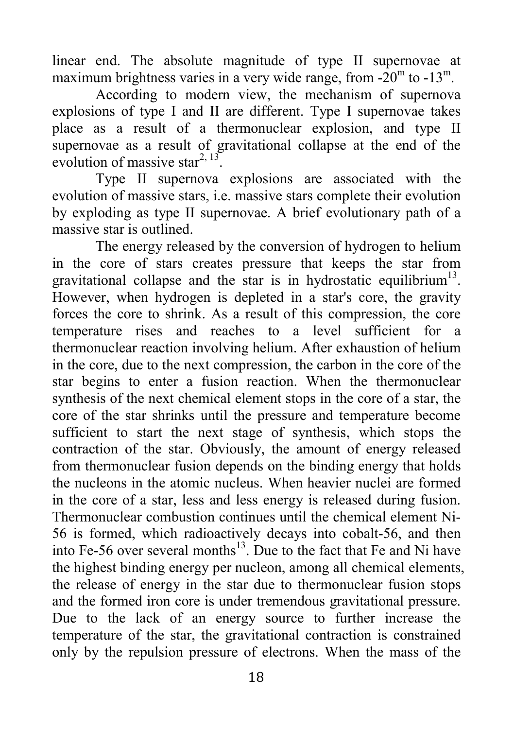linear end. The absolute magnitude of type II supernovae at maximum brightness varies in a very wide range, from $-20^m$ to $-13^m$.

According to modern view, the mechanism of supernova explosions of type I and II are different. Type I supernovae takes place as a result of a thermonuclear explosion, and type II supernovae as a result of gravitational collapse at the end of the evolution of massive star[2, 13].

Type II supernova explosions are associated with the evolution of massive stars, i.e. massive stars complete their evolution by exploding as type II supernovae. A brief evolutionary path of a massive star is outlined.

The energy released by the conversion of hydrogen to helium in the core of stars creates pressure that keeps the star from gravitational collapse and the star is in hydrostatic equilibrium[13]. However, when hydrogen is depleted in a star's core, the gravity forces the core to shrink. As a result of this compression, the core temperature rises and reaches to a level sufficient for a thermonuclear reaction involving helium. After exhaustion of helium in the core, due to the next compression, the carbon in the core of the star begins to enter a fusion reaction. When the thermonuclear synthesis of the next chemical element stops in the core of a star, the core of the star shrinks until the pressure and temperature become sufficient to start the next stage of synthesis, which stops the contraction of the star. Obviously, the amount of energy released from thermonuclear fusion depends on the binding energy that holds the nucleons in the atomic nucleus. When heavier nuclei are formed in the core of a star, less and less energy is released during fusion. Thermonuclear combustion continues until the chemical element Ni-56 is formed, which radioactively decays into cobalt-56, and then into Fe-56 over several months[13]. Due to the fact that Fe and Ni have the highest binding energy per nucleon, among all chemical elements, the release of energy in the star due to thermonuclear fusion stops and the formed iron core is under tremendous gravitational pressure. Due to the lack of an energy source to further increase the temperature of the star, the gravitational contraction is constrained only by the repulsion pressure of electrons. When the mass of the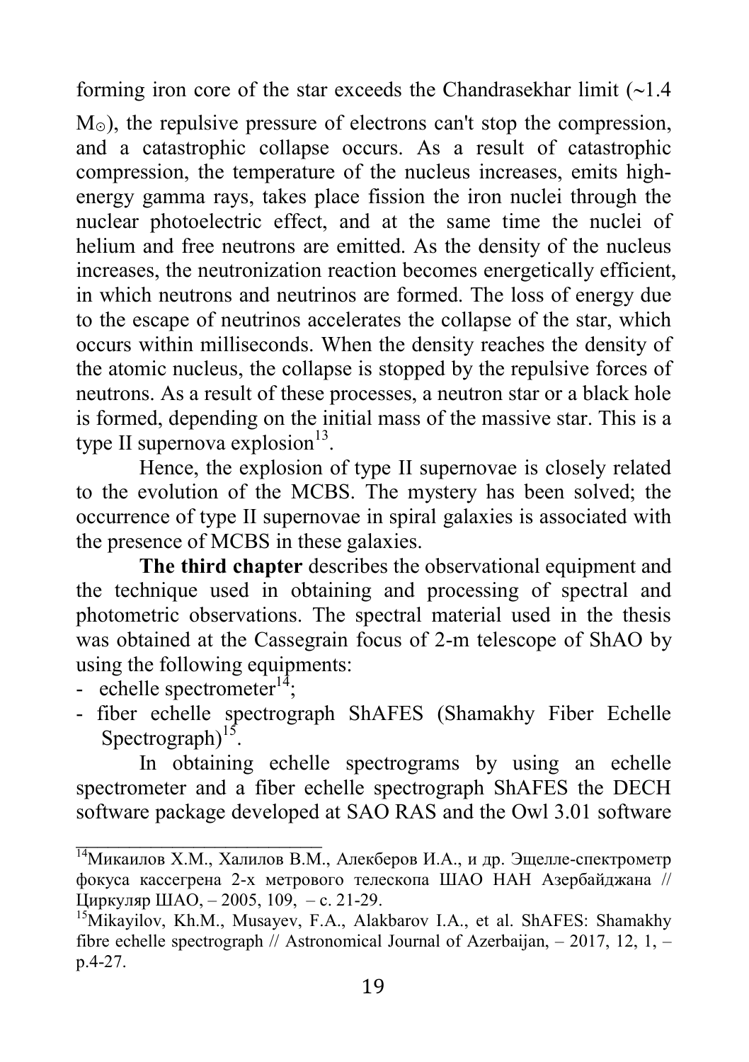forming iron core of the star exceeds the Chandrasekhar limit (~1.4 $M_{\odot}$), the repulsive pressure of electrons can't stop the compression, and a catastrophic collapse occurs. As a result of catastrophic compression, the temperature of the nucleus increases, emits high-energy gamma rays, takes place fission the iron nuclei through the nuclear photoelectric effect, and at the same time the nuclei of helium and free neutrons are emitted. As the density of the nucleus increases, the neutronization reaction becomes energetically efficient, in which neutrons and neutrinos are formed. The loss of energy due to the escape of neutrinos accelerates the collapse of the star, which occurs within milliseconds. When the density reaches the density of the atomic nucleus, the collapse is stopped by the repulsive forces of neutrons. As a result of these processes, a neutron star or a black hole is formed, depending on the initial mass of the massive star. This is a type II supernova explosion[13].

Hence, the explosion of type II supernovae is closely related to the evolution of the MCBS. The mystery has been solved; the occurrence of type II supernovae in spiral galaxies is associated with the presence of MCBS in these galaxies.

**The third chapter** describes the observational equipment and the technique used in obtaining and processing of spectral and photometric observations. The spectral material used in the thesis was obtained at the Cassegrain focus of 2-m telescope of ShAO by using the following equipments:

- echelle spectrometer[14];
- fiber echelle spectrograph ShAFES (Shamakhy Fiber Echelle Spectrograph)[15].

In obtaining echelle spectrograms by using an echelle spectrometer and a fiber echelle spectrograph ShAFES the DECH software package developed at SAO RAS and the Owl 3.01 software

---

[14] Микаилов Х.М., Халилов В.М., Алекберов И.А., и др. Эщелле-спектрометр фокуса кассегрена 2-х метрового телескопа ШАО НАН Азербайджана // Циркуляр ШАО, – 2005, 109, – с. 21-29.

[15] Mikayilov, Kh.M., Musayev, F.A., Alakbarov I.A., et al. ShAFES: Shamakhy fibre echelle spectrograph // Astronomical Journal of Azerbaijan, – 2017, 12, 1, – p.4-27.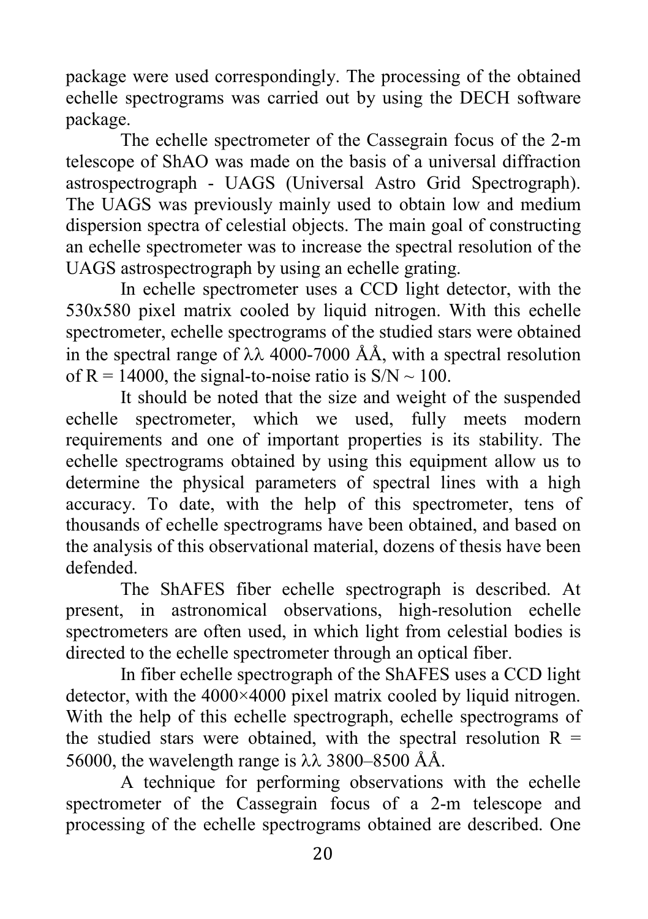package were used correspondingly. The processing of the obtained echelle spectrograms was carried out by using the DECH software package.

The echelle spectrometer of the Cassegrain focus of the 2-m telescope of ShAO was made on the basis of a universal diffraction astrospectrograph - UAGS (Universal Astro Grid Spectrograph). The UAGS was previously mainly used to obtain low and medium dispersion spectra of celestial objects. The main goal of constructing an echelle spectrometer was to increase the spectral resolution of the UAGS astrospectrograph by using an echelle grating.

In echelle spectrometer uses a CCD light detector, with the 530x580 pixel matrix cooled by liquid nitrogen. With this echelle spectrometer, echelle spectrograms of the studied stars were obtained in the spectral range of λλ 4000-7000 ÅÅ, with a spectral resolution of R = 14000, the signal-to-noise ratio is S/N ~ 100.

It should be noted that the size and weight of the suspended echelle spectrometer, which we used, fully meets modern requirements and one of important properties is its stability. The echelle spectrograms obtained by using this equipment allow us to determine the physical parameters of spectral lines with a high accuracy. To date, with the help of this spectrometer, tens of thousands of echelle spectrograms have been obtained, and based on the analysis of this observational material, dozens of thesis have been defended.

The ShAFES fiber echelle spectrograph is described. At present, in astronomical observations, high-resolution echelle spectrometers are often used, in which light from celestial bodies is directed to the echelle spectrometer through an optical fiber.

In fiber echelle spectrograph of the ShAFES uses a CCD light detector, with the 4000×4000 pixel matrix cooled by liquid nitrogen. With the help of this echelle spectrograph, echelle spectrograms of the studied stars were obtained, with the spectral resolution R = 56000, the wavelength range is λλ 3800–8500 ÅÅ.

A technique for performing observations with the echelle spectrometer of the Cassegrain focus of a 2-m telescope and processing of the echelle spectrograms obtained are described. One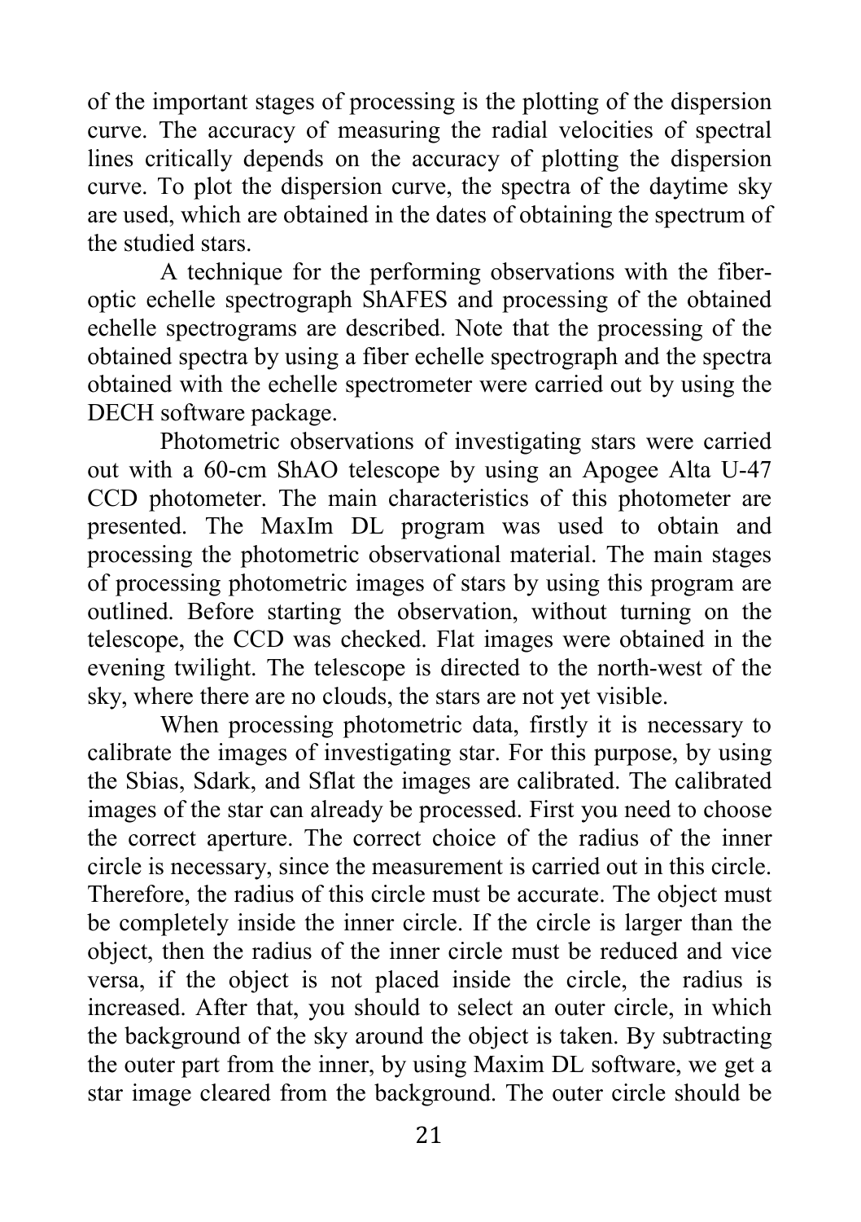of the important stages of processing is the plotting of the dispersion curve. The accuracy of measuring the radial velocities of spectral lines critically depends on the accuracy of plotting the dispersion curve. To plot the dispersion curve, the spectra of the daytime sky are used, which are obtained in the dates of obtaining the spectrum of the studied stars.

A technique for the performing observations with the fiber-optic echelle spectrograph ShAFES and processing of the obtained echelle spectrograms are described. Note that the processing of the obtained spectra by using a fiber echelle spectrograph and the spectra obtained with the echelle spectrometer were carried out by using the DECH software package.

Photometric observations of investigating stars were carried out with a 60-cm ShAO telescope by using an Apogee Alta U-47 CCD photometer. The main characteristics of this photometer are presented. The MaxIm DL program was used to obtain and processing the photometric observational material. The main stages of processing photometric images of stars by using this program are outlined. Before starting the observation, without turning on the telescope, the CCD was checked. Flat images were obtained in the evening twilight. The telescope is directed to the north-west of the sky, where there are no clouds, the stars are not yet visible.

When processing photometric data, firstly it is necessary to calibrate the images of investigating star. For this purpose, by using the Sbias, Sdark, and Sflat the images are calibrated. The calibrated images of the star can already be processed. First you need to choose the correct aperture. The correct choice of the radius of the inner circle is necessary, since the measurement is carried out in this circle. Therefore, the radius of this circle must be accurate. The object must be completely inside the inner circle. If the circle is larger than the object, then the radius of the inner circle must be reduced and vice versa, if the object is not placed inside the circle, the radius is increased. After that, you should to select an outer circle, in which the background of the sky around the object is taken. By subtracting the outer part from the inner, by using Maxim DL software, we get a star image cleared from the background. The outer circle should be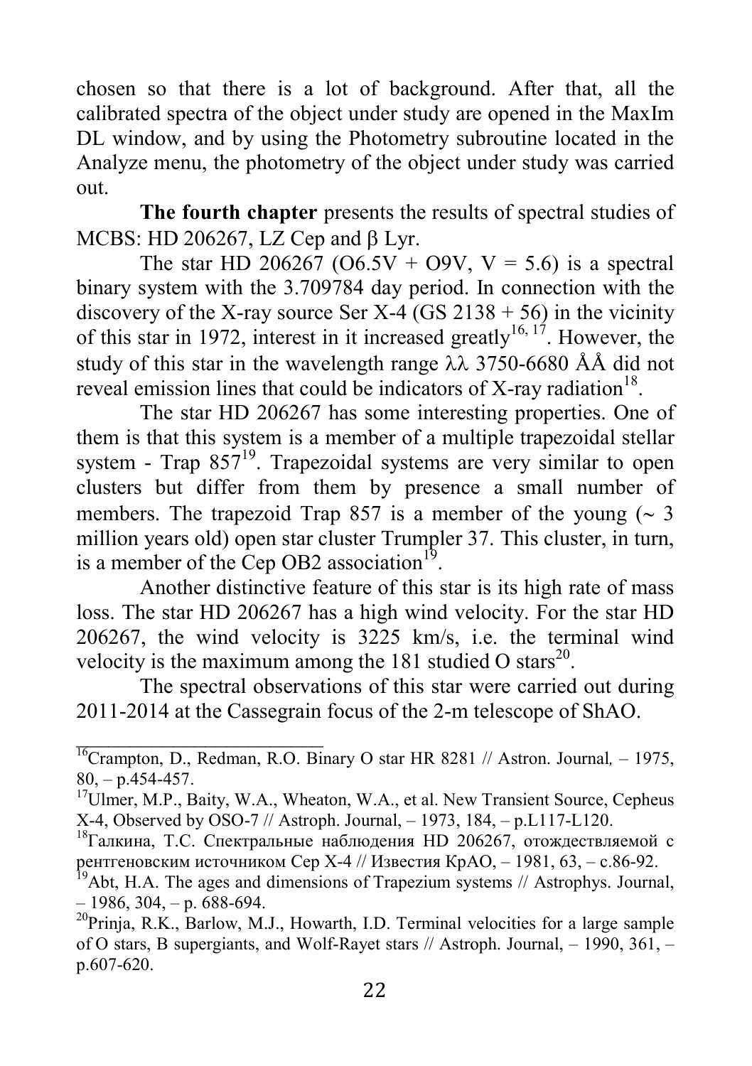chosen so that there is a lot of background. After that, all the calibrated spectra of the object under study are opened in the MaxIm DL window, and by using the Photometry subroutine located in the Analyze menu, the photometry of the object under study was carried out.

**The fourth chapter** presents the results of spectral studies of MCBS: HD 206267, LZ Cep and β Lyr.

The star HD 206267 (O6.5V + O9V, V = 5.6) is a spectral binary system with the 3.709784 day period. In connection with the discovery of the X-ray source Ser X-4 (GS 2138 + 56) in the vicinity of this star in 1972, interest in it increased greatly[16, 17]. However, the study of this star in the wavelength range λλ 3750-6680 ÅÅ did not reveal emission lines that could be indicators of X-ray radiation[18].

The star HD 206267 has some interesting properties. One of them is that this system is a member of a multiple trapezoidal stellar system - Trap 857[19]. Trapezoidal systems are very similar to open clusters but differ from them by presence a small number of members. The trapezoid Trap 857 is a member of the young (~ 3 million years old) open star cluster Trumpler 37. This cluster, in turn, is a member of the Cep OB2 association[19].

Another distinctive feature of this star is its high rate of mass loss. The star HD 206267 has a high wind velocity. For the star HD 206267, the wind velocity is 3225 km/s, i.e. the terminal wind velocity is the maximum among the 181 studied O stars[20].

The spectral observations of this star were carried out during 2011-2014 at the Cassegrain focus of the 2-m telescope of ShAO.

---

[16]Crampton, D., Redman, R.O. Binary O star HR 8281 // Astron. Journal, – 1975, 80, – p.454-457.

[17]Ulmer, M.P., Baity, W.A., Wheaton, W.A., et al. New Transient Source, Cepheus X-4, Observed by OSO-7 // Astroph. Journal, – 1973, 184, – p.L117-L120.

[18]Галкина, Т.С. Спектральные наблюдения HD 206267, отождествляемой с рентгеновским источником Сер X-4 // Известия КрАО, – 1981, 63, – с.86-92.

[19]Abt, H.A. The ages and dimensions of Trapezium systems // Astrophys. Journal, – 1986, 304, – p. 688-694.

[20]Prinja, R.K., Barlow, M.J., Howarth, I.D. Terminal velocities for a large sample of O stars, B supergiants, and Wolf-Rayet stars // Astroph. Journal, – 1990, 361, – p.607-620.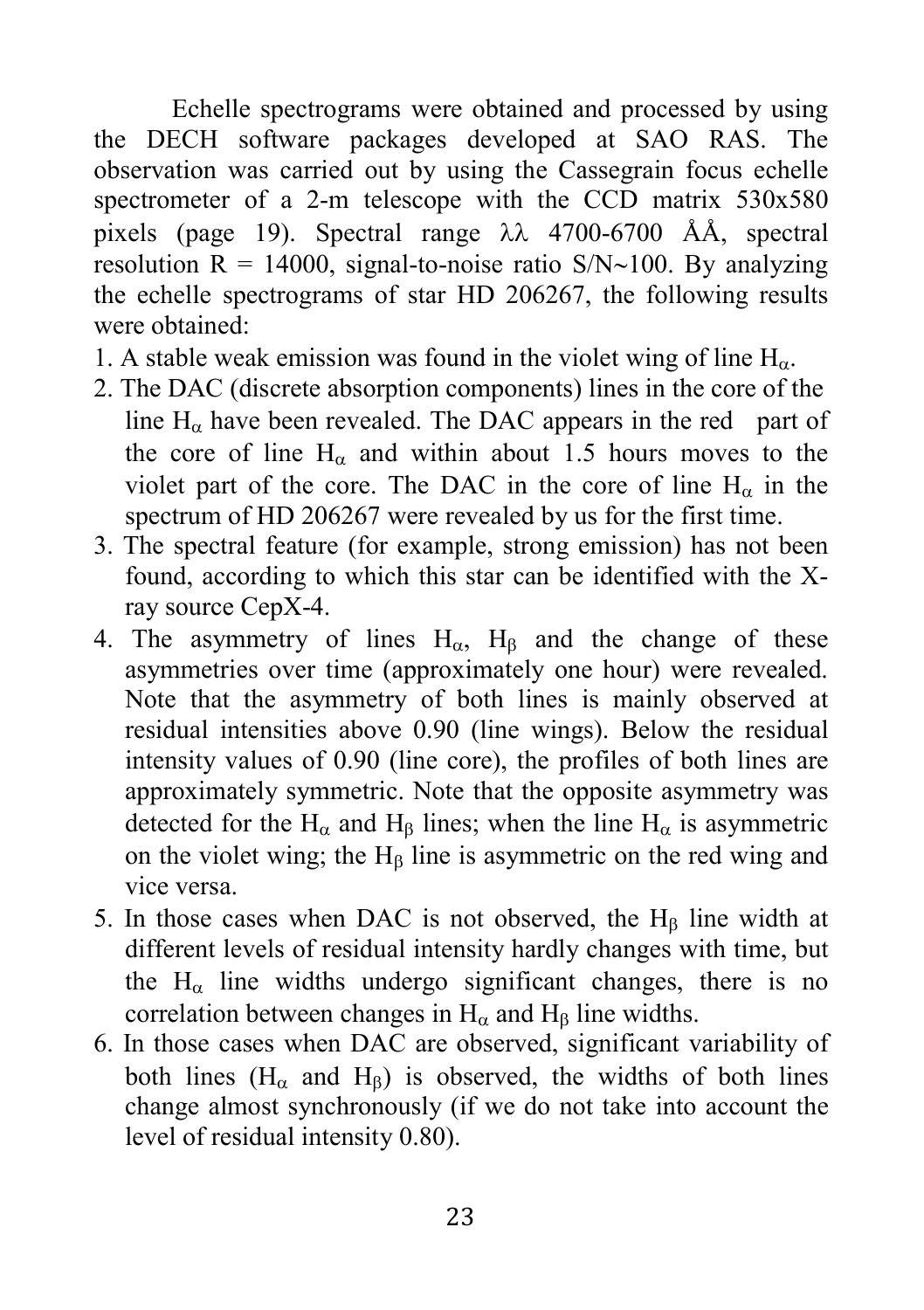Echelle spectrograms were obtained and processed by using the DECH software packages developed at SAO RAS. The observation was carried out by using the Cassegrain focus echelle spectrometer of a 2-m telescope with the CCD matrix 530x580 pixels (page 19). Spectral range $\lambda\lambda$ 4700-6700 ÅÅ, spectral resolution R = 14000, signal-to-noise ratio S/N~100. By analyzing the echelle spectrograms of star HD 206267, the following results were obtained:

1. A stable weak emission was found in the violet wing of line $H_\alpha$.
2. The DAC (discrete absorption components) lines in the core of the line $H_\alpha$ have been revealed. The DAC appears in the red part of the core of line $H_\alpha$ and within about 1.5 hours moves to the violet part of the core. The DAC in the core of line $H_\alpha$ in the spectrum of HD 206267 were revealed by us for the first time.
3. The spectral feature (for example, strong emission) has not been found, according to which this star can be identified with the X-ray source CepX-4.
4. The asymmetry of lines $H_\alpha$, $H_\beta$ and the change of these asymmetries over time (approximately one hour) were revealed. Note that the asymmetry of both lines is mainly observed at residual intensities above 0.90 (line wings). Below the residual intensity values of 0.90 (line core), the profiles of both lines are approximately symmetric. Note that the opposite asymmetry was detected for the $H_\alpha$ and $H_\beta$ lines; when the line $H_\alpha$ is asymmetric on the violet wing; the $H_\beta$ line is asymmetric on the red wing and vice versa.
5. In those cases when DAC is not observed, the $H_\beta$ line width at different levels of residual intensity hardly changes with time, but the $H_\alpha$ line widths undergo significant changes, there is no correlation between changes in $H_\alpha$ and $H_\beta$ line widths.
6. In those cases when DAC are observed, significant variability of both lines ($H_\alpha$ and $H_\beta$) is observed, the widths of both lines change almost synchronously (if we do not take into account the level of residual intensity 0.80).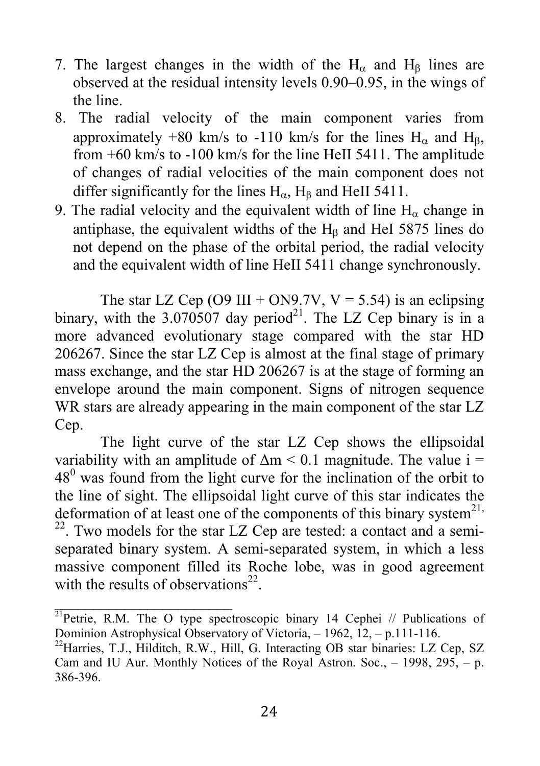7. The largest changes in the width of the $H_\alpha$ and $H_\beta$ lines are observed at the residual intensity levels 0.90–0.95, in the wings of the line.
8. The radial velocity of the main component varies from approximately +80 km/s to -110 km/s for the lines $H_\alpha$ and $H_\beta$, from +60 km/s to -100 km/s for the line HeII 5411. The amplitude of changes of radial velocities of the main component does not differ significantly for the lines $H_\alpha$, $H_\beta$ and HeII 5411.
9. The radial velocity and the equivalent width of line $H_\alpha$ change in antiphase, the equivalent widths of the $H_\beta$ and HeI 5875 lines do not depend on the phase of the orbital period, the radial velocity and the equivalent width of line HeII 5411 change synchronously.

The star LZ Cep (O9 III + ON9.7V, V = 5.54) is an eclipsing binary, with the 3.070507 day period[21]. The LZ Cep binary is in a more advanced evolutionary stage compared with the star HD 206267. Since the star LZ Cep is almost at the final stage of primary mass exchange, and the star HD 206267 is at the stage of forming an envelope around the main component. Signs of nitrogen sequence WR stars are already appearing in the main component of the star LZ Cep.

The light curve of the star LZ Cep shows the ellipsoidal variability with an amplitude of $\Delta m < 0.1$ magnitude. The value $i = 48^0$ was found from the light curve for the inclination of the orbit to the line of sight. The ellipsoidal light curve of this star indicates the deformation of at least one of the components of this binary system[21, 22]. Two models for the star LZ Cep are tested: a contact and a semi-separated binary system. A semi-separated system, in which a less massive component filled its Roche lobe, was in good agreement with the results of observations[22].

---

[21] Petrie, R.M. The O type spectroscopic binary 14 Cephei // Publications of Dominion Astrophysical Observatory of Victoria, – 1962, 12, – p.111-116.

[22] Harries, T.J., Hilditch, R.W., Hill, G. Interacting OB star binaries: LZ Cep, SZ Cam and IU Aur. Monthly Notices of the Royal Astron. Soc., – 1998, 295, – p. 386-396.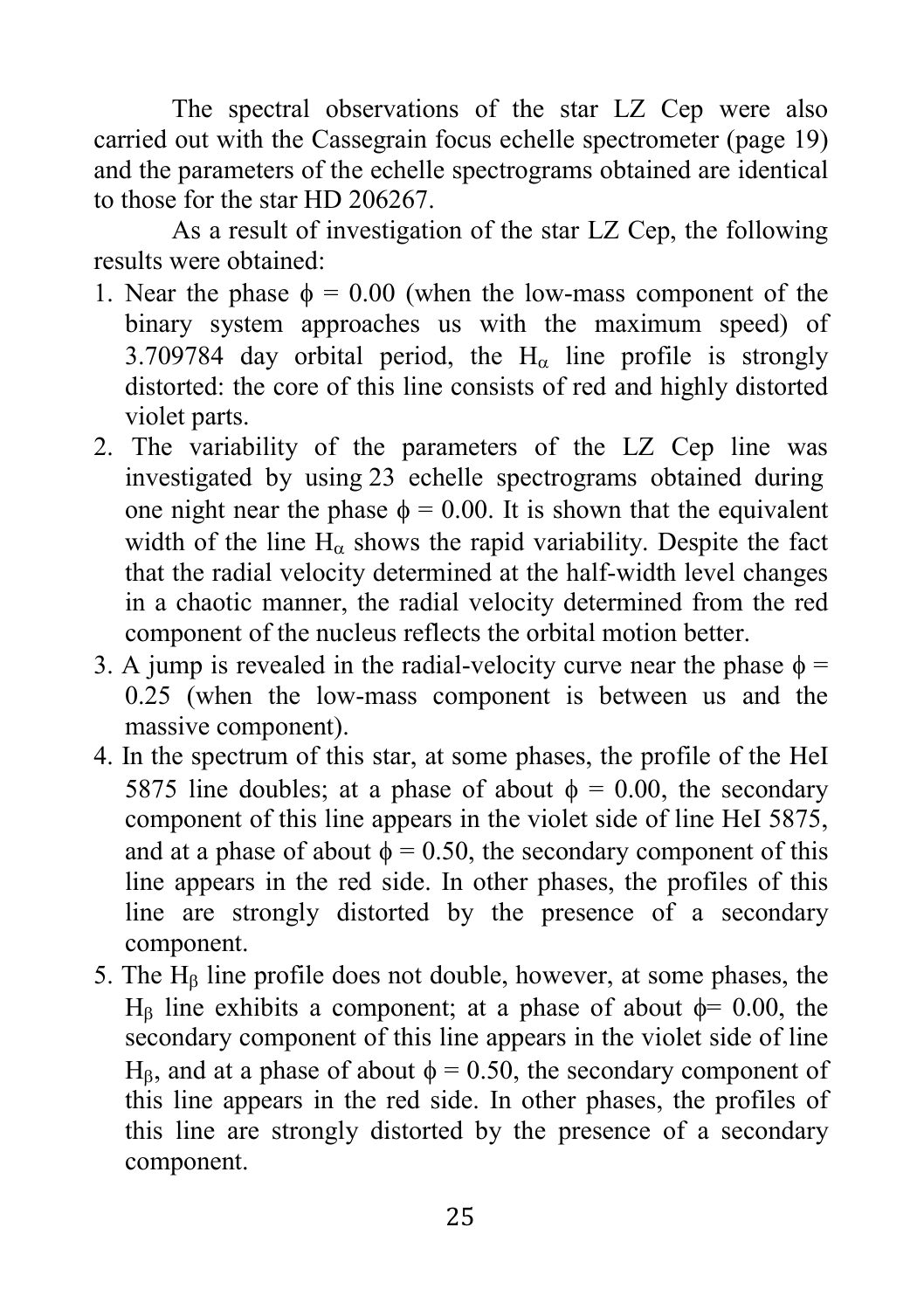The spectral observations of the star LZ Cep were also carried out with the Cassegrain focus echelle spectrometer (page 19) and the parameters of the echelle spectrograms obtained are identical to those for the star HD 206267.

As a result of investigation of the star LZ Cep, the following results were obtained:

1. Near the phase $\phi$ = 0.00 (when the low-mass component of the binary system approaches us with the maximum speed) of 3.709784 day orbital period, the $H_\alpha$ line profile is strongly distorted: the core of this line consists of red and highly distorted violet parts.
2. The variability of the parameters of the LZ Cep line was investigated by using 23 echelle spectrograms obtained during one night near the phase $\phi$ = 0.00. It is shown that the equivalent width of the line $H_\alpha$ shows the rapid variability. Despite the fact that the radial velocity determined at the half-width level changes in a chaotic manner, the radial velocity determined from the red component of the nucleus reflects the orbital motion better.
3. A jump is revealed in the radial-velocity curve near the phase $\phi$ = 0.25 (when the low-mass component is between us and the massive component).
4. In the spectrum of this star, at some phases, the profile of the HeI 5875 line doubles; at a phase of about $\phi$ = 0.00, the secondary component of this line appears in the violet side of line HeI 5875, and at a phase of about $\phi$ = 0.50, the secondary component of this line appears in the red side. In other phases, the profiles of this line are strongly distorted by the presence of a secondary component.
5. The $H_\beta$ line profile does not double, however, at some phases, the $H_\beta$ line exhibits a component; at a phase of about $\phi$= 0.00, the secondary component of this line appears in the violet side of line $H_\beta$, and at a phase of about $\phi$ = 0.50, the secondary component of this line appears in the red side. In other phases, the profiles of this line are strongly distorted by the presence of a secondary component.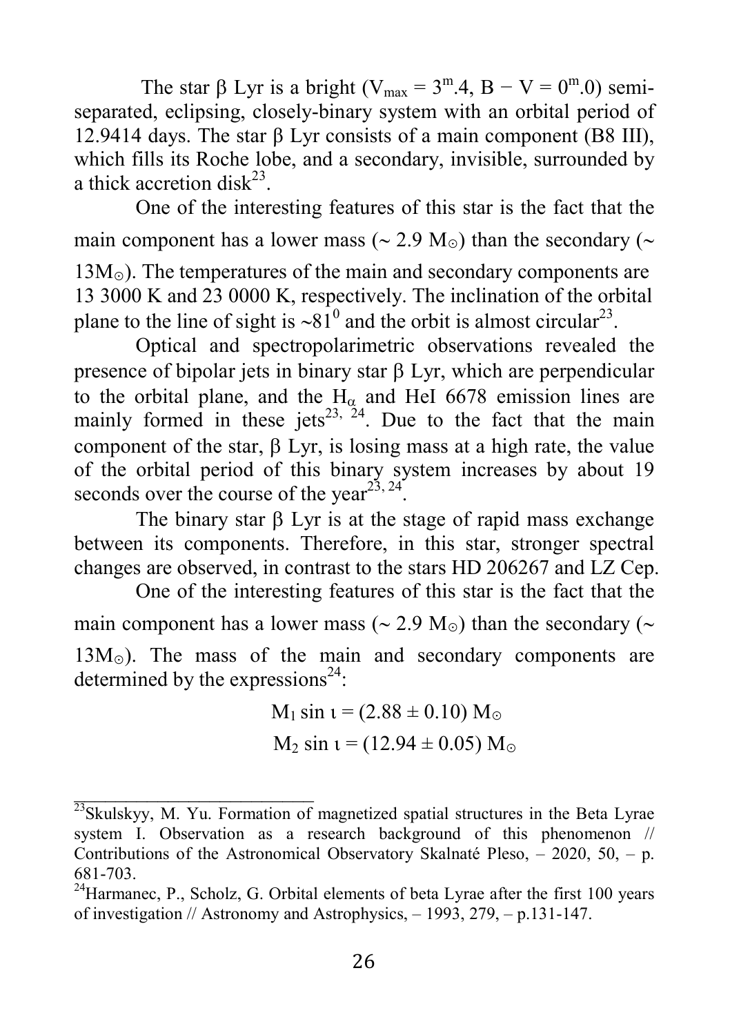The star β Lyr is a bright ($V_{max} = 3^m.4$, $B - V = 0^m.0$) semi-separated, eclipsing, closely-binary system with an orbital period of 12.9414 days. The star β Lyr consists of a main component (B8 III), which fills its Roche lobe, and a secondary, invisible, surrounded by a thick accretion disk[23].

One of the interesting features of this star is the fact that the main component has a lower mass (~ 2.9 $M_{\odot}$) than the secondary (~ 13$M_{\odot}$). The temperatures of the main and secondary components are 13 3000 K and 23 0000 K, respectively. The inclination of the orbital plane to the line of sight is ~$81^0$ and the orbit is almost circular[23].

Optical and spectropolarimetric observations revealed the presence of bipolar jets in binary star β Lyr, which are perpendicular to the orbital plane, and the $H_{\alpha}$ and HeI 6678 emission lines are mainly formed in these jets[23, 24]. Due to the fact that the main component of the star, β Lyr, is losing mass at a high rate, the value of the orbital period of this binary system increases by about 19 seconds over the course of the year[23, 24].

The binary star β Lyr is at the stage of rapid mass exchange between its components. Therefore, in this star, stronger spectral changes are observed, in contrast to the stars HD 206267 and LZ Cep.

One of the interesting features of this star is the fact that the main component has a lower mass (~ 2.9 $M_{\odot}$) than the secondary (~ 13$M_{\odot}$). The mass of the main and secondary components are determined by the expressions[24]:

$$M_1 \sin \iota = (2.88 \pm 0.10)\, M_{\odot}$$

$$M_2 \sin \iota = (12.94 \pm 0.05)\, M_{\odot}$$

---

[23] Skulskyy, M. Yu. Formation of magnetized spatial structures in the Beta Lyrae system I. Observation as a research background of this phenomenon // Contributions of the Astronomical Observatory Skalnaté Pleso, – 2020, 50, – p. 681-703.

[24] Harmanec, P., Scholz, G. Orbital elements of beta Lyrae after the first 100 years of investigation // Astronomy and Astrophysics, – 1993, 279, – p.131-147.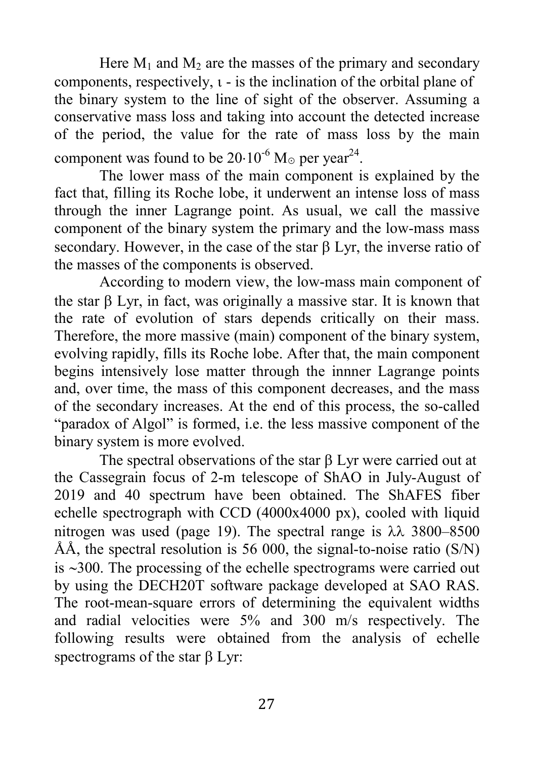Here $M_1$ and $M_2$ are the masses of the primary and secondary components, respectively, ι - is the inclination of the orbital plane of the binary system to the line of sight of the observer. Assuming a conservative mass loss and taking into account the detected increase of the period, the value for the rate of mass loss by the main component was found to be $20 \cdot 10^{-6}$ $M_{\odot}$ per year[24].

The lower mass of the main component is explained by the fact that, filling its Roche lobe, it underwent an intense loss of mass through the inner Lagrange point. As usual, we call the massive component of the binary system the primary and the low-mass mass secondary. However, in the case of the star β Lyr, the inverse ratio of the masses of the components is observed.

According to modern view, the low-mass main component of the star β Lyr, in fact, was originally a massive star. It is known that the rate of evolution of stars depends critically on their mass. Therefore, the more massive (main) component of the binary system, evolving rapidly, fills its Roche lobe. After that, the main component begins intensively lose matter through the innner Lagrange points and, over time, the mass of this component decreases, and the mass of the secondary increases. At the end of this process, the so-called "paradox of Algol" is formed, i.e. the less massive component of the binary system is more evolved.

The spectral observations of the star β Lyr were carried out at the Cassegrain focus of 2-m telescope of ShAO in July-August of 2019 and 40 spectrum have been obtained. The ShAFES fiber echelle spectrograph with CCD (4000x4000 px), cooled with liquid nitrogen was used (page 19). The spectral range is λλ 3800–8500 ÅÅ, the spectral resolution is 56 000, the signal-to-noise ratio (S/N) is ~300. The processing of the echelle spectrograms were carried out by using the DECH20T software package developed at SAO RAS. The root-mean-square errors of determining the equivalent widths and radial velocities were 5% and 300 m/s respectively. The following results were obtained from the analysis of echelle spectrograms of the star β Lyr: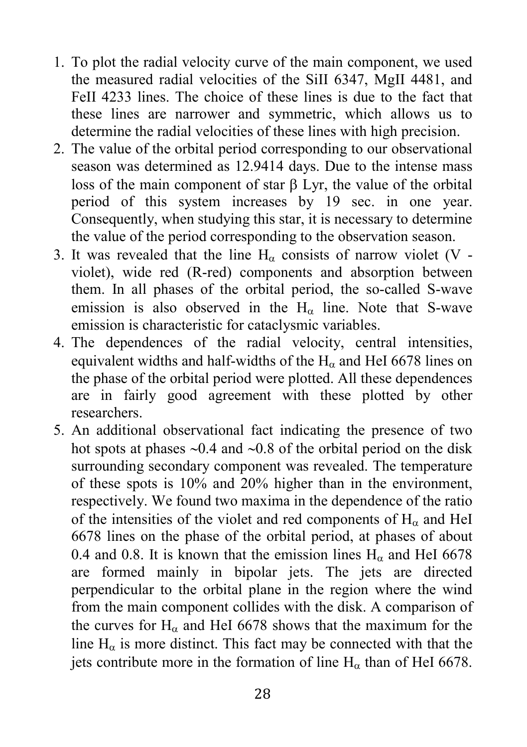1. To plot the radial velocity curve of the main component, we used the measured radial velocities of the SiII 6347, MgII 4481, and FeII 4233 lines. The choice of these lines is due to the fact that these lines are narrower and symmetric, which allows us to determine the radial velocities of these lines with high precision.
2. The value of the orbital period corresponding to our observational season was determined as 12.9414 days. Due to the intense mass loss of the main component of star β Lyr, the value of the orbital period of this system increases by 19 sec. in one year. Consequently, when studying this star, it is necessary to determine the value of the period corresponding to the observation season.
3. It was revealed that the line $H_\alpha$ consists of narrow violet (V - violet), wide red (R-red) components and absorption between them. In all phases of the orbital period, the so-called S-wave emission is also observed in the $H_\alpha$ line. Note that S-wave emission is characteristic for cataclysmic variables.
4. The dependences of the radial velocity, central intensities, equivalent widths and half-widths of the $H_\alpha$ and HeI 6678 lines on the phase of the orbital period were plotted. All these dependences are in fairly good agreement with these plotted by other researchers.
5. An additional observational fact indicating the presence of two hot spots at phases ~0.4 and ~0.8 of the orbital period on the disk surrounding secondary component was revealed. The temperature of these spots is 10% and 20% higher than in the environment, respectively. We found two maxima in the dependence of the ratio of the intensities of the violet and red components of $H_\alpha$ and HeI 6678 lines on the phase of the orbital period, at phases of about 0.4 and 0.8. It is known that the emission lines $H_\alpha$ and HeI 6678 are formed mainly in bipolar jets. The jets are directed perpendicular to the orbital plane in the region where the wind from the main component collides with the disk. A comparison of the curves for $H_\alpha$ and HeI 6678 shows that the maximum for the line $H_\alpha$ is more distinct. This fact may be connected with that the jets contribute more in the formation of line $H_\alpha$ than of HeI 6678.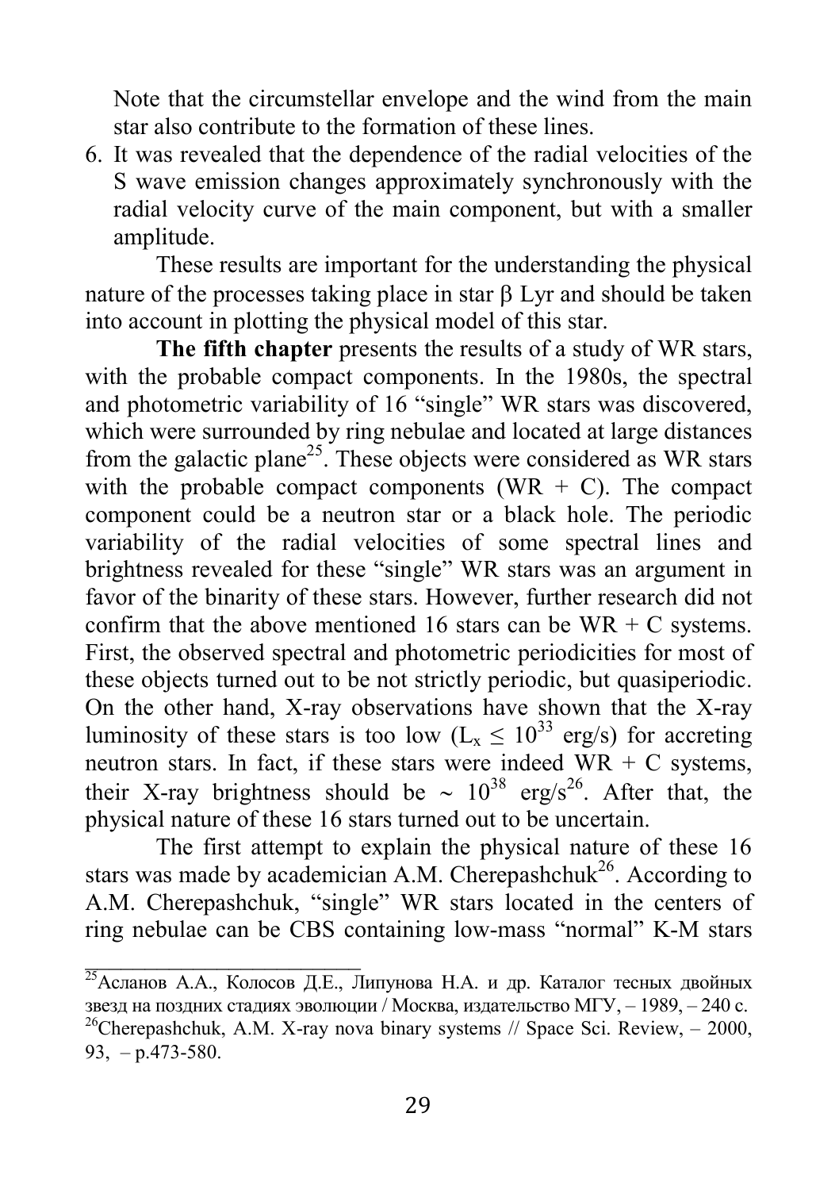Note that the circumstellar envelope and the wind from the main star also contribute to the formation of these lines.

6. It was revealed that the dependence of the radial velocities of the S wave emission changes approximately synchronously with the radial velocity curve of the main component, but with a smaller amplitude.

These results are important for the understanding the physical nature of the processes taking place in star β Lyr and should be taken into account in plotting the physical model of this star.

**The fifth chapter** presents the results of a study of WR stars, with the probable compact components. In the 1980s, the spectral and photometric variability of 16 "single" WR stars was discovered, which were surrounded by ring nebulae and located at large distances from the galactic plane[25]. These objects were considered as WR stars with the probable compact components (WR + C). The compact component could be a neutron star or a black hole. The periodic variability of the radial velocities of some spectral lines and brightness revealed for these "single" WR stars was an argument in favor of the binarity of these stars. However, further research did not confirm that the above mentioned 16 stars can be WR + C systems. First, the observed spectral and photometric periodicities for most of these objects turned out to be not strictly periodic, but quasiperiodic. On the other hand, X-ray observations have shown that the X-ray luminosity of these stars is too low ($L_x \leq 10^{33}$ erg/s) for accreting neutron stars. In fact, if these stars were indeed WR + C systems, their X-ray brightness should be $\sim 10^{38}$ erg/s[26]. After that, the physical nature of these 16 stars turned out to be uncertain.

The first attempt to explain the physical nature of these 16 stars was made by academician A.M. Cherepashchuk[26]. According to A.M. Cherepashchuk, "single" WR stars located in the centers of ring nebulae can be CBS containing low-mass "normal" K-M stars

---

[25] Асланов А.А., Колосов Д.Е., Липунова Н.А. и др. Каталог тесных двойных звезд на поздних стадиях эволюции / Москва, издательство МГУ, – 1989, – 240 с.

[26] Cherepashchuk, A.M. X-ray nova binary systems // Space Sci. Review, – 2000, 93, – p.473-580.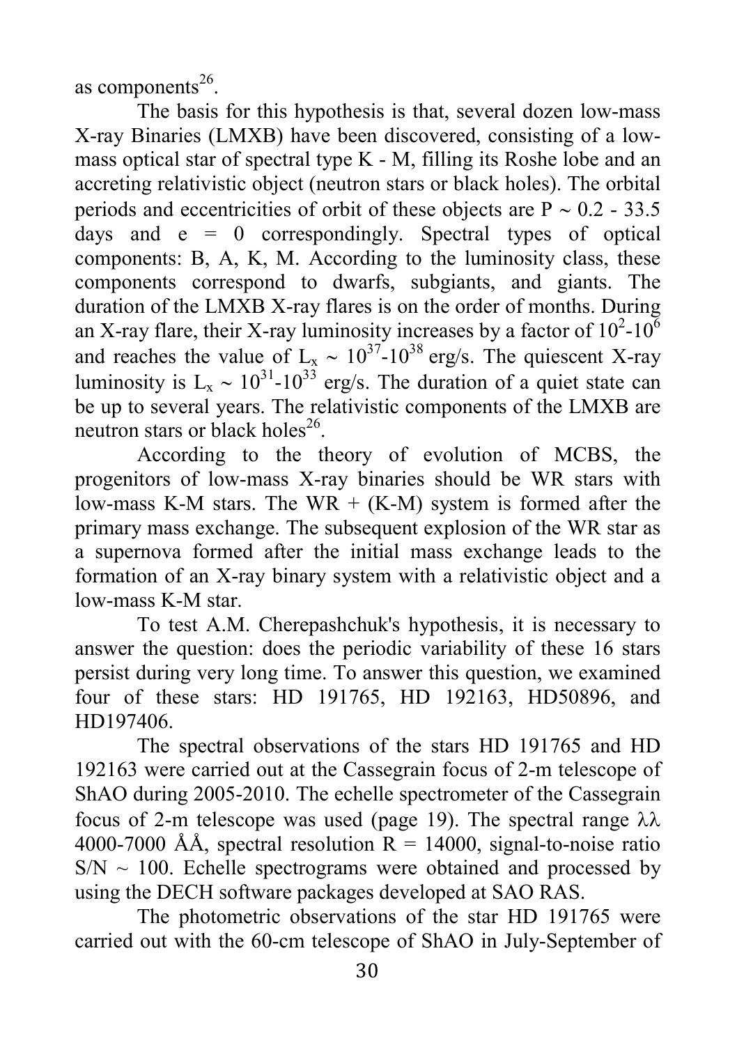as components[26].

The basis for this hypothesis is that, several dozen low-mass X-ray Binaries (LMXB) have been discovered, consisting of a low-mass optical star of spectral type K - M, filling its Roshe lobe and an accreting relativistic object (neutron stars or black holes). The orbital periods and eccentricities of orbit of these objects are P ~ 0.2 - 33.5 days and e = 0 correspondingly. Spectral types of optical components: B, A, K, M. According to the luminosity class, these components correspond to dwarfs, subgiants, and giants. The duration of the LMXB X-ray flares is on the order of months. During an X-ray flare, their X-ray luminosity increases by a factor of $10^2$-$10^6$ and reaches the value of $L_x \sim 10^{37}$-$10^{38}$ erg/s. The quiescent X-ray luminosity is $L_x \sim 10^{31}$-$10^{33}$ erg/s. The duration of a quiet state can be up to several years. The relativistic components of the LMXB are neutron stars or black holes[26].

According to the theory of evolution of MCBS, the progenitors of low-mass X-ray binaries should be WR stars with low-mass K-M stars. The WR + (K-M) system is formed after the primary mass exchange. The subsequent explosion of the WR star as a supernova formed after the initial mass exchange leads to the formation of an X-ray binary system with a relativistic object and a low-mass K-M star.

To test A.M. Cherepashchuk's hypothesis, it is necessary to answer the question: does the periodic variability of these 16 stars persist during very long time. To answer this question, we examined four of these stars: HD 191765, HD 192163, HD50896, and HD197406.

The spectral observations of the stars HD 191765 and HD 192163 were carried out at the Cassegrain focus of 2-m telescope of ShAO during 2005-2010. The echelle spectrometer of the Cassegrain focus of 2-m telescope was used (page 19). The spectral range λλ 4000-7000 ÅÅ, spectral resolution R = 14000, signal-to-noise ratio S/N ~ 100. Echelle spectrograms were obtained and processed by using the DECH software packages developed at SAO RAS.

The photometric observations of the star HD 191765 were carried out with the 60-cm telescope of ShAO in July-September of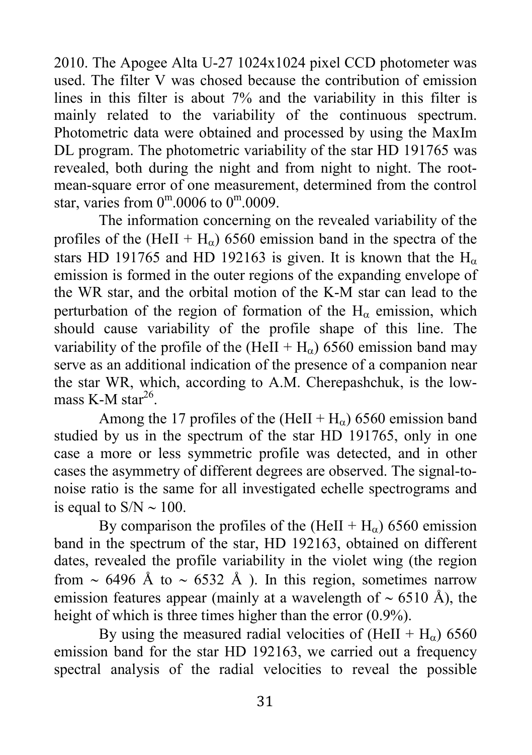2010. The Apogee Alta U-27 1024x1024 pixel CCD photometer was used. The filter V was chosed because the contribution of emission lines in this filter is about 7% and the variability in this filter is mainly related to the variability of the continuous spectrum. Photometric data were obtained and processed by using the MaxIm DL program. The photometric variability of the star HD 191765 was revealed, both during the night and from night to night. The root-mean-square error of one measurement, determined from the control star, varies from $0^m.0006$ to $0^m.0009$.

The information concerning on the revealed variability of the profiles of the (HeII + $H_\alpha$) 6560 emission band in the spectra of the stars HD 191765 and HD 192163 is given. It is known that the $H_\alpha$ emission is formed in the outer regions of the expanding envelope of the WR star, and the orbital motion of the K-M star can lead to the perturbation of the region of formation of the $H_\alpha$ emission, which should cause variability of the profile shape of this line. The variability of the profile of the (HeII + $H_\alpha$) 6560 emission band may serve as an additional indication of the presence of a companion near the star WR, which, according to A.M. Cherepashchuk, is the low-mass K-M star[26].

Among the 17 profiles of the (HeII + $H_\alpha$) 6560 emission band studied by us in the spectrum of the star HD 191765, only in one case a more or less symmetric profile was detected, and in other cases the asymmetry of different degrees are observed. The signal-to-noise ratio is the same for all investigated echelle spectrograms and is equal to $S/N \sim 100$.

By comparison the profiles of the (HeII + $H_\alpha$) 6560 emission band in the spectrum of the star, HD 192163, obtained on different dates, revealed the profile variability in the violet wing (the region from $\sim$ 6496 Å to $\sim$ 6532 Å ). In this region, sometimes narrow emission features appear (mainly at a wavelength of $\sim$ 6510 Å), the height of which is three times higher than the error (0.9%).

By using the measured radial velocities of (HeII + $H_\alpha$) 6560 emission band for the star HD 192163, we carried out a frequency spectral analysis of the radial velocities to reveal the possible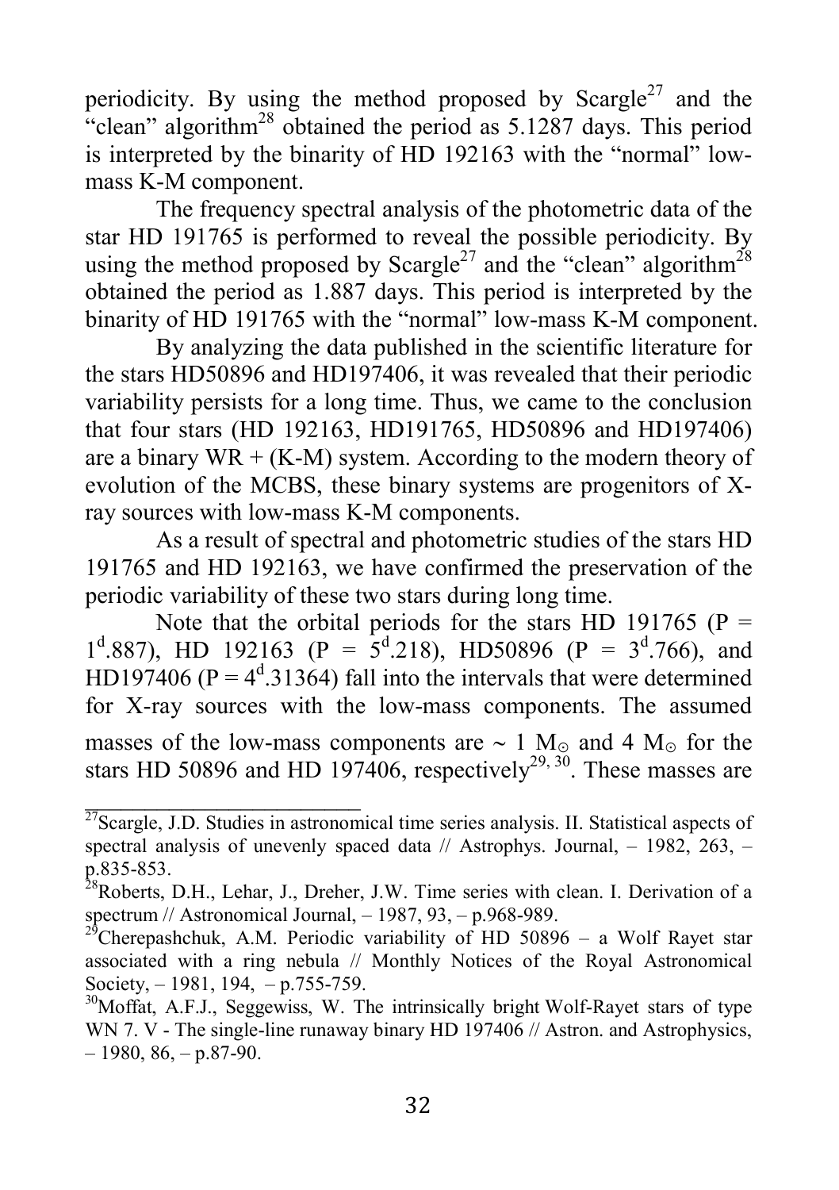periodicity. By using the method proposed by Scargle[27] and the "clean" algorithm[28] obtained the period as 5.1287 days. This period is interpreted by the binarity of HD 192163 with the "normal" low-mass K-M component.

The frequency spectral analysis of the photometric data of the star HD 191765 is performed to reveal the possible periodicity. By using the method proposed by Scargle[27] and the "clean" algorithm[28] obtained the period as 1.887 days. This period is interpreted by the binarity of HD 191765 with the "normal" low-mass K-M component.

By analyzing the data published in the scientific literature for the stars HD50896 and HD197406, it was revealed that their periodic variability persists for a long time. Thus, we came to the conclusion that four stars (HD 192163, HD191765, HD50896 and HD197406) are a binary WR + (K-M) system. According to the modern theory of evolution of the MCBS, these binary systems are progenitors of X-ray sources with low-mass K-M components.

As a result of spectral and photometric studies of the stars HD 191765 and HD 192163, we have confirmed the preservation of the periodic variability of these two stars during long time.

Note that the orbital periods for the stars HD 191765 ($P = 1^d.887$), HD 192163 ($P = 5^d.218$), HD50896 ($P = 3^d.766$), and HD197406 ($P = 4^d.31364$) fall into the intervals that were determined for X-ray sources with the low-mass components. The assumed masses of the low-mass components are $\sim 1\ M_\odot$ and $4\ M_\odot$ for the stars HD 50896 and HD 197406, respectively[29, 30]. These masses are

---

[27] Scargle, J.D. Studies in astronomical time series analysis. II. Statistical aspects of spectral analysis of unevenly spaced data // Astrophys. Journal, – 1982, 263, – p.835-853.

[28] Roberts, D.H., Lehar, J., Dreher, J.W. Time series with clean. I. Derivation of a spectrum // Astronomical Journal, – 1987, 93, – p.968-989.

[29] Cherepashchuk, A.M. Periodic variability of HD 50896 – a Wolf Rayet star associated with a ring nebula // Monthly Notices of the Royal Astronomical Society, – 1981, 194, – p.755-759.

[30] Moffat, A.F.J., Seggewiss, W. The intrinsically bright Wolf-Rayet stars of type WN 7. V - The single-line runaway binary HD 197406 // Astron. and Astrophysics, – 1980, 86, – p.87-90.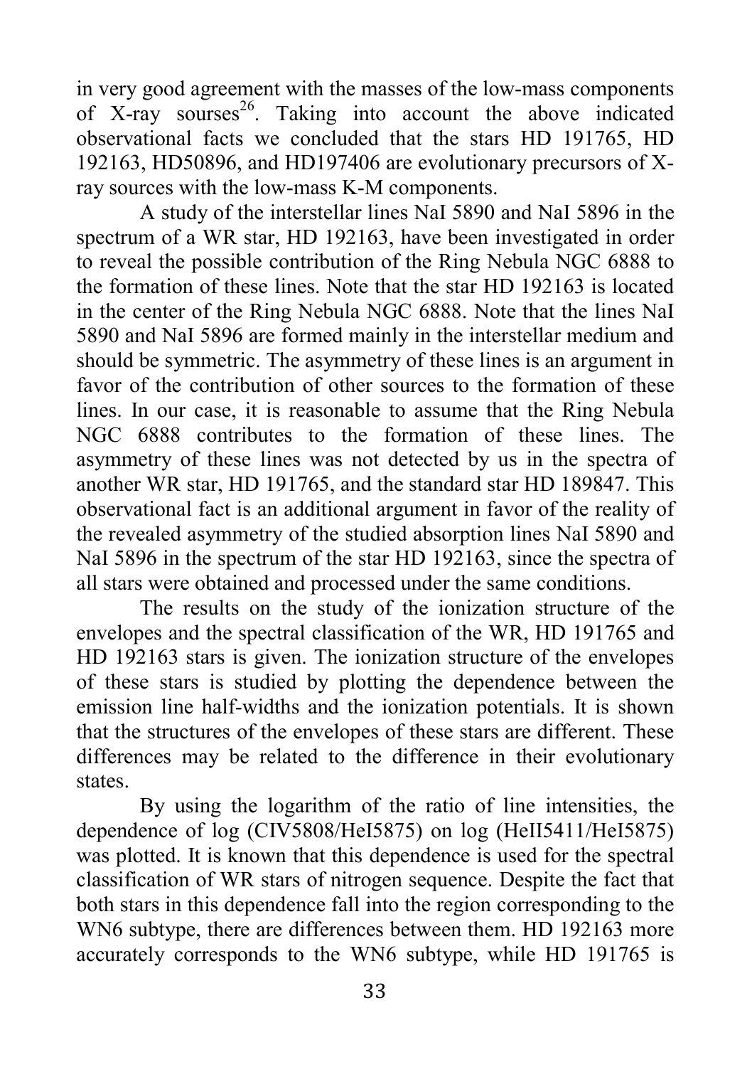in very good agreement with the masses of the low-mass components of X-ray sourses[26]. Taking into account the above indicated observational facts we concluded that the stars HD 191765, HD 192163, HD50896, and HD197406 are evolutionary precursors of X-ray sources with the low-mass K-M components.

A study of the interstellar lines NaI 5890 and NaI 5896 in the spectrum of a WR star, HD 192163, have been investigated in order to reveal the possible contribution of the Ring Nebula NGC 6888 to the formation of these lines. Note that the star HD 192163 is located in the center of the Ring Nebula NGC 6888. Note that the lines NaI 5890 and NaI 5896 are formed mainly in the interstellar medium and should be symmetric. The asymmetry of these lines is an argument in favor of the contribution of other sources to the formation of these lines. In our case, it is reasonable to assume that the Ring Nebula NGC 6888 contributes to the formation of these lines. The asymmetry of these lines was not detected by us in the spectra of another WR star, HD 191765, and the standard star HD 189847. This observational fact is an additional argument in favor of the reality of the revealed asymmetry of the studied absorption lines NaI 5890 and NaI 5896 in the spectrum of the star HD 192163, since the spectra of all stars were obtained and processed under the same conditions.

The results on the study of the ionization structure of the envelopes and the spectral classification of the WR, HD 191765 and HD 192163 stars is given. The ionization structure of the envelopes of these stars is studied by plotting the dependence between the emission line half-widths and the ionization potentials. It is shown that the structures of the envelopes of these stars are different. These differences may be related to the difference in their evolutionary states.

By using the logarithm of the ratio of line intensities, the dependence of log (CIV5808/HeI5875) on log (HeII5411/HeI5875) was plotted. It is known that this dependence is used for the spectral classification of WR stars of nitrogen sequence. Despite the fact that both stars in this dependence fall into the region corresponding to the WN6 subtype, there are differences between them. HD 192163 more accurately corresponds to the WN6 subtype, while HD 191765 is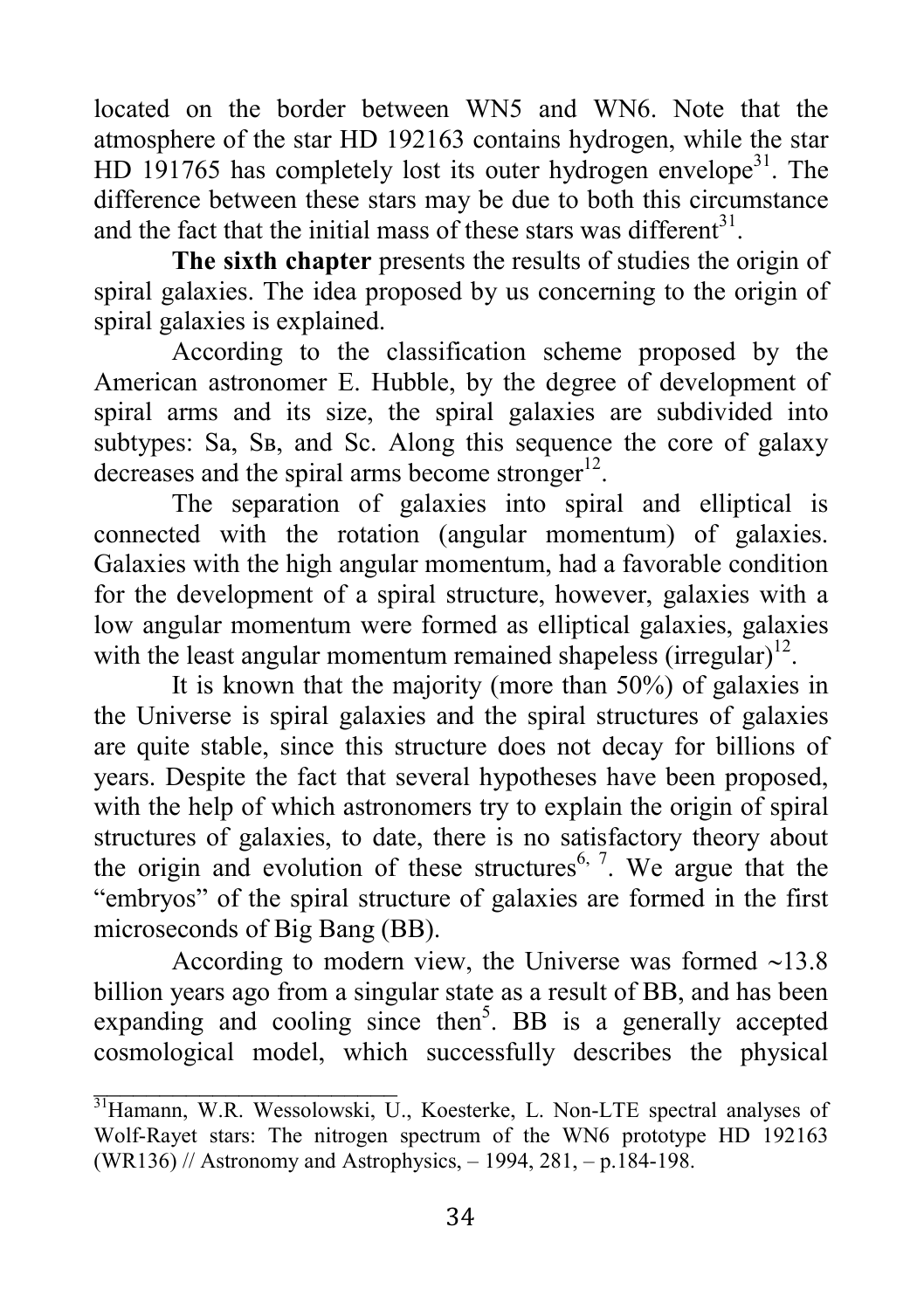located on the border between WN5 and WN6. Note that the atmosphere of the star HD 192163 contains hydrogen, while the star HD 191765 has completely lost its outer hydrogen envelope[31]. The difference between these stars may be due to both this circumstance and the fact that the initial mass of these stars was different[31].

**The sixth chapter** presents the results of studies the origin of spiral galaxies. The idea proposed by us concerning to the origin of spiral galaxies is explained.

According to the classification scheme proposed by the American astronomer E. Hubble, by the degree of development of spiral arms and its size, the spiral galaxies are subdivided into subtypes: Sa, Sв, and Sc. Along this sequence the core of galaxy decreases and the spiral arms become stronger[12].

The separation of galaxies into spiral and elliptical is connected with the rotation (angular momentum) of galaxies. Galaxies with the high angular momentum, had a favorable condition for the development of a spiral structure, however, galaxies with a low angular momentum were formed as elliptical galaxies, galaxies with the least angular momentum remained shapeless (irregular)[12].

It is known that the majority (more than 50%) of galaxies in the Universe is spiral galaxies and the spiral structures of galaxies are quite stable, since this structure does not decay for billions of years. Despite the fact that several hypotheses have been proposed, with the help of which astronomers try to explain the origin of spiral structures of galaxies, to date, there is no satisfactory theory about the origin and evolution of these structures[6, 7]. We argue that the "embryos" of the spiral structure of galaxies are formed in the first microseconds of Big Bang (BB).

According to modern view, the Universe was formed ~13.8 billion years ago from a singular state as a result of BB, and has been expanding and cooling since then[5]. BB is a generally accepted cosmological model, which successfully describes the physical

---

[31] Hamann, W.R. Wessolowski, U., Koesterke, L. Non-LTE spectral analyses of Wolf-Rayet stars: The nitrogen spectrum of the WN6 prototype HD 192163 (WR136) // Astronomy and Astrophysics, – 1994, 281, – p.184-198.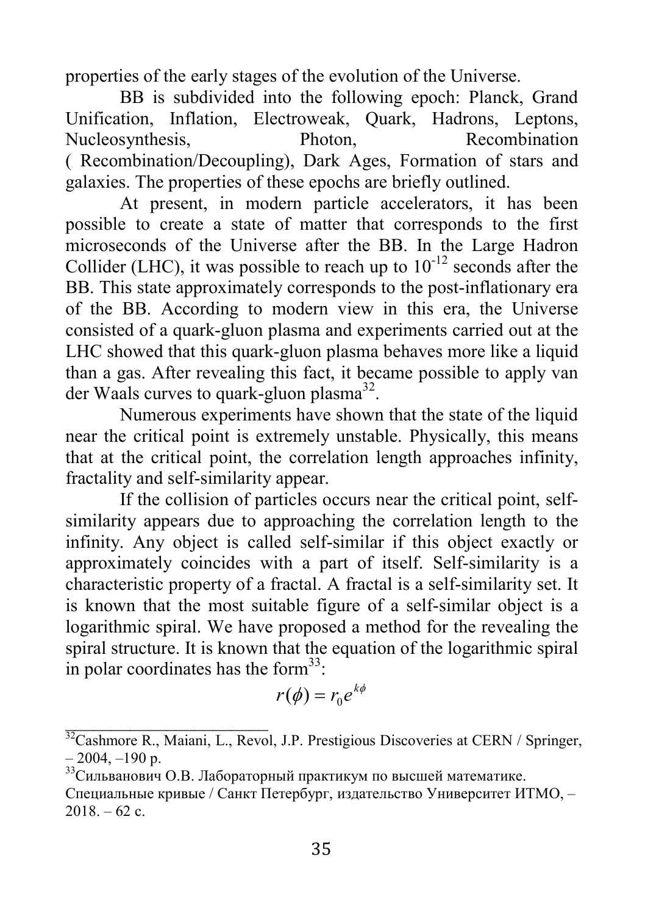properties of the early stages of the evolution of the Universe.

BB is subdivided into the following epoch: Planck, Grand Unification, Inflation, Electroweak, Quark, Hadrons, Leptons, Nucleosynthesis, Photon, Recombination ( Recombination/Decoupling), Dark Ages, Formation of stars and galaxies. The properties of these epochs are briefly outlined.

At present, in modern particle accelerators, it has been possible to create a state of matter that corresponds to the first microseconds of the Universe after the BB. In the Large Hadron Collider (LHC), it was possible to reach up to $10^{-12}$ seconds after the BB. This state approximately corresponds to the post-inflationary era of the BB. According to modern view in this era, the Universe consisted of a quark-gluon plasma and experiments carried out at the LHC showed that this quark-gluon plasma behaves more like a liquid than a gas. After revealing this fact, it became possible to apply van der Waals curves to quark-gluon plasma[32].

Numerous experiments have shown that the state of the liquid near the critical point is extremely unstable. Physically, this means that at the critical point, the correlation length approaches infinity, fractality and self-similarity appear.

If the collision of particles occurs near the critical point, self-similarity appears due to approaching the correlation length to the infinity. Any object is called self-similar if this object exactly or approximately coincides with a part of itself. Self-similarity is a characteristic property of a fractal. A fractal is a self-similarity set. It is known that the most suitable figure of a self-similar object is a logarithmic spiral. We have proposed a method for the revealing the spiral structure. It is known that the equation of the logarithmic spiral in polar coordinates has the form[33]:

$$r(\phi) = r_0 e^{k\phi}$$

---

[32] Cashmore R., Maiani, L., Revol, J.P. Prestigious Discoveries at CERN / Springer, – 2004, –190 p.

[33] Сильванович О.В. Лабораторный практикум по высшей математике. Специальные кривые / Санкт Петербург, издательство Университет ИТМО, – 2018. – 62 с.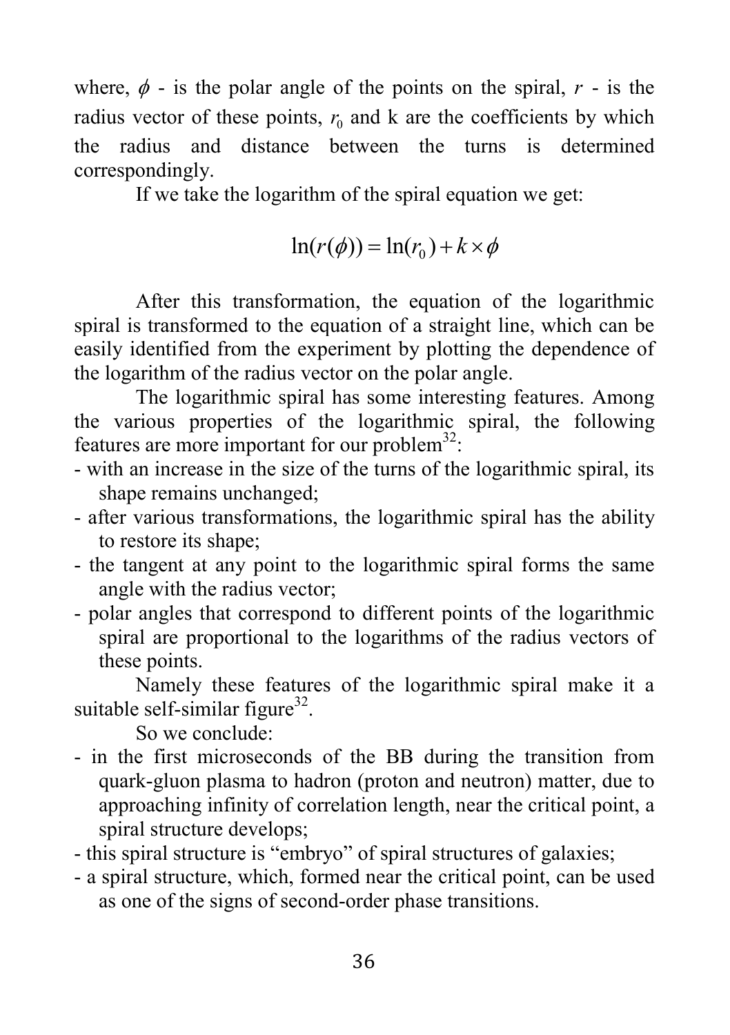where, $\phi$ - is the polar angle of the points on the spiral, $r$ - is the radius vector of these points, $r_0$ and k are the coefficients by which the radius and distance between the turns is determined correspondingly.

If we take the logarithm of the spiral equation we get:

$$\ln(r(\phi)) = \ln(r_0) + k \times \phi$$

After this transformation, the equation of the logarithmic spiral is transformed to the equation of a straight line, which can be easily identified from the experiment by plotting the dependence of the logarithm of the radius vector on the polar angle.

The logarithmic spiral has some interesting features. Among the various properties of the logarithmic spiral, the following features are more important for our problem[32]:

- with an increase in the size of the turns of the logarithmic spiral, its shape remains unchanged;
- after various transformations, the logarithmic spiral has the ability to restore its shape;
- the tangent at any point to the logarithmic spiral forms the same angle with the radius vector;
- polar angles that correspond to different points of the logarithmic spiral are proportional to the logarithms of the radius vectors of these points.

Namely these features of the logarithmic spiral make it a suitable self-similar figure[32].

So we conclude:

- in the first microseconds of the BB during the transition from quark-gluon plasma to hadron (proton and neutron) matter, due to approaching infinity of correlation length, near the critical point, a spiral structure develops;
- this spiral structure is "embryo" of spiral structures of galaxies;
- a spiral structure, which, formed near the critical point, can be used as one of the signs of second-order phase transitions.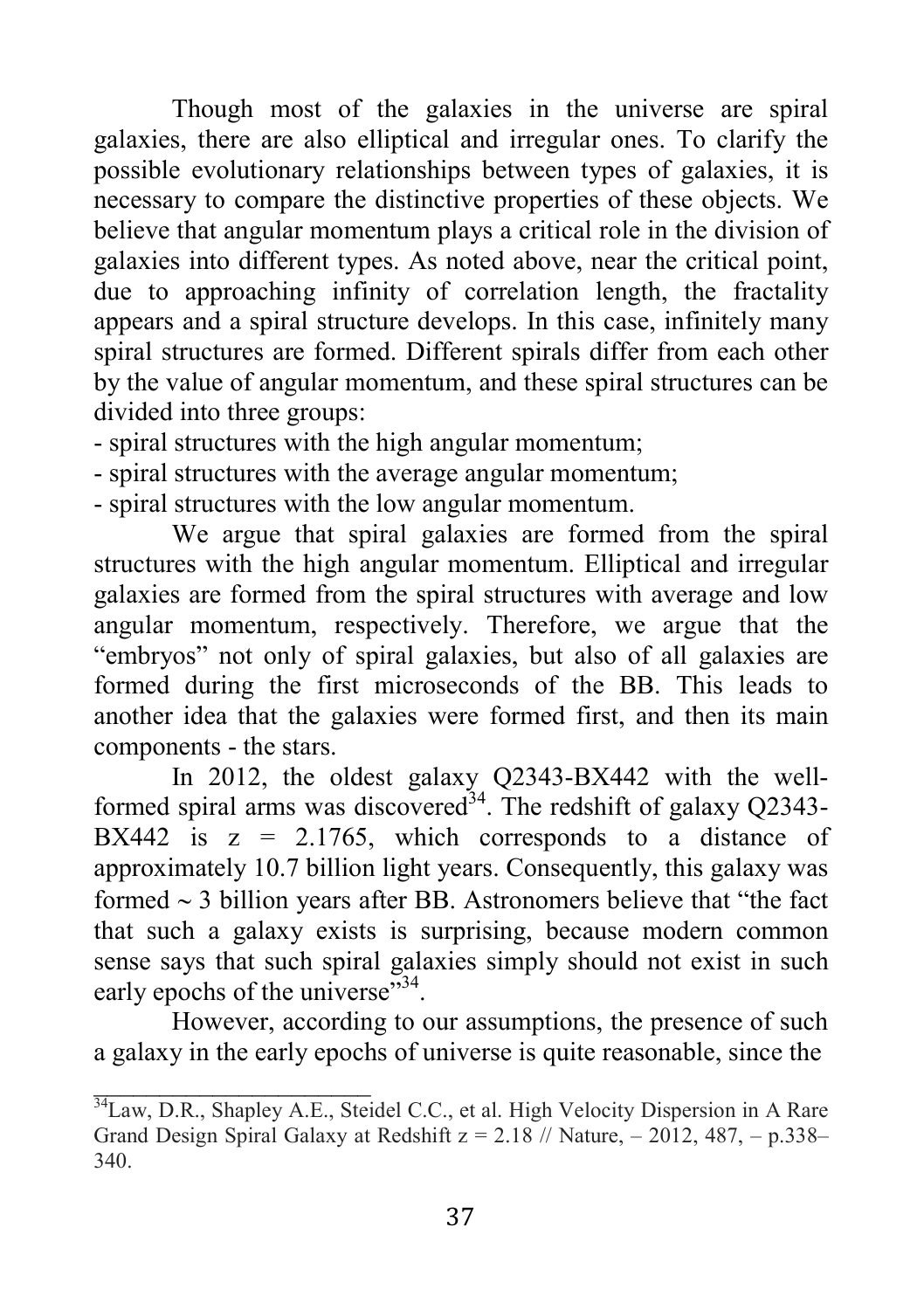Though most of the galaxies in the universe are spiral galaxies, there are also elliptical and irregular ones. To clarify the possible evolutionary relationships between types of galaxies, it is necessary to compare the distinctive properties of these objects. We believe that angular momentum plays a critical role in the division of galaxies into different types. As noted above, near the critical point, due to approaching infinity of correlation length, the fractality appears and a spiral structure develops. In this case, infinitely many spiral structures are formed. Different spirals differ from each other by the value of angular momentum, and these spiral structures can be divided into three groups:

- spiral structures with the high angular momentum;
- spiral structures with the average angular momentum;
- spiral structures with the low angular momentum.

We argue that spiral galaxies are formed from the spiral structures with the high angular momentum. Elliptical and irregular galaxies are formed from the spiral structures with average and low angular momentum, respectively. Therefore, we argue that the "embryos" not only of spiral galaxies, but also of all galaxies are formed during the first microseconds of the BB. This leads to another idea that the galaxies were formed first, and then its main components - the stars.

In 2012, the oldest galaxy Q2343-BX442 with the well-formed spiral arms was discovered[34]. The redshift of galaxy Q2343-BX442 is $z = 2.1765$, which corresponds to a distance of approximately 10.7 billion light years. Consequently, this galaxy was formed $\sim 3$ billion years after BB. Astronomers believe that "the fact that such a galaxy exists is surprising, because modern common sense says that such spiral galaxies simply should not exist in such early epochs of the universe"[34].

However, according to our assumptions, the presence of such a galaxy in the early epochs of universe is quite reasonable, since the

---

[34] Law, D.R., Shapley A.E., Steidel C.C., et al. High Velocity Dispersion in A Rare Grand Design Spiral Galaxy at Redshift $z = 2.18$ // Nature, – 2012, 487, – p.338–340.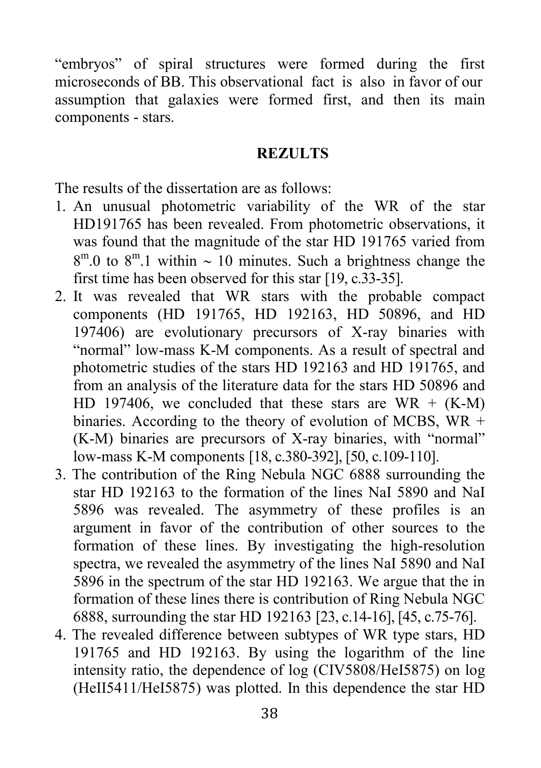"embryos" of spiral structures were formed during the first microseconds of BB. This observational fact is also in favor of our assumption that galaxies were formed first, and then its main components - stars.

## REZULTS

The results of the dissertation are as follows:

1. An unusual photometric variability of the WR of the star HD191765 has been revealed. From photometric observations, it was found that the magnitude of the star HD 191765 varied from $8^{m}.0$ to $8^{m}.1$ within ~ 10 minutes. Such a brightness change the first time has been observed for this star [19, c.33-35].
2. It was revealed that WR stars with the probable compact components (HD 191765, HD 192163, HD 50896, and HD 197406) are evolutionary precursors of X-ray binaries with "normal" low-mass K-M components. As a result of spectral and photometric studies of the stars HD 192163 and HD 191765, and from an analysis of the literature data for the stars HD 50896 and HD 197406, we concluded that these stars are WR + (K-M) binaries. According to the theory of evolution of MCBS, WR + (K-M) binaries are precursors of X-ray binaries, with "normal" low-mass K-M components [18, c.380-392], [50, c.109-110].
3. The contribution of the Ring Nebula NGC 6888 surrounding the star HD 192163 to the formation of the lines NaI 5890 and NaI 5896 was revealed. The asymmetry of these profiles is an argument in favor of the contribution of other sources to the formation of these lines. By investigating the high-resolution spectra, we revealed the asymmetry of the lines NaI 5890 and NaI 5896 in the spectrum of the star HD 192163. We argue that the in formation of these lines there is contribution of Ring Nebula NGC 6888, surrounding the star HD 192163 [23, c.14-16], [45, c.75-76].
4. The revealed difference between subtypes of WR type stars, HD 191765 and HD 192163. By using the logarithm of the line intensity ratio, the dependence of log (CIV5808/HeI5875) on log (HeII5411/HeI5875) was plotted. In this dependence the star HD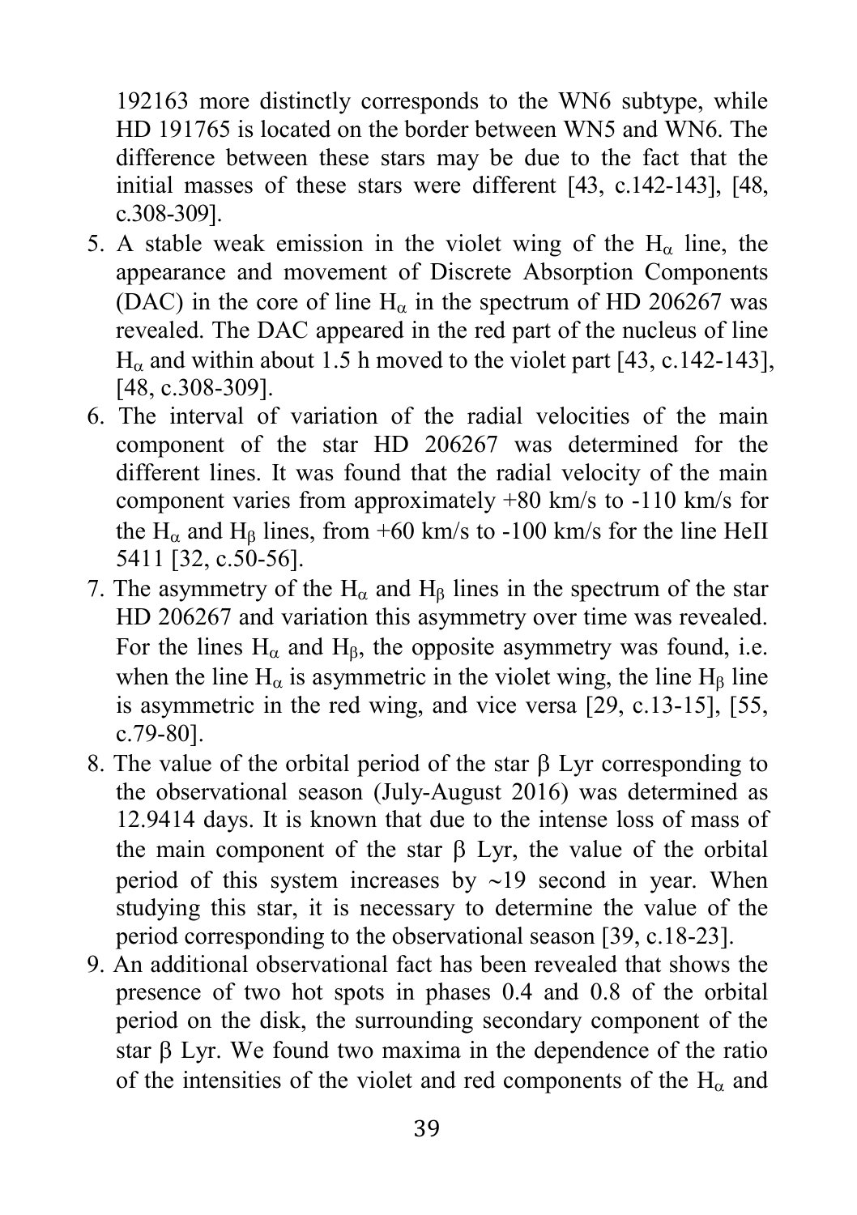192163 more distinctly corresponds to the WN6 subtype, while HD 191765 is located on the border between WN5 and WN6. The difference between these stars may be due to the fact that the initial masses of these stars were different [43, c.142-143], [48, c.308-309].

5. A stable weak emission in the violet wing of the $H_\alpha$ line, the appearance and movement of Discrete Absorption Components (DAC) in the core of line $H_\alpha$ in the spectrum of HD 206267 was revealed. The DAC appeared in the red part of the nucleus of line $H_\alpha$ and within about 1.5 h moved to the violet part [43, c.142-143], [48, c.308-309].
6. The interval of variation of the radial velocities of the main component of the star HD 206267 was determined for the different lines. It was found that the radial velocity of the main component varies from approximately +80 km/s to -110 km/s for the $H_\alpha$ and $H_\beta$ lines, from +60 km/s to -100 km/s for the line HeII 5411 [32, c.50-56].
7. The asymmetry of the $H_\alpha$ and $H_\beta$ lines in the spectrum of the star HD 206267 and variation this asymmetry over time was revealed. For the lines $H_\alpha$ and $H_\beta$, the opposite asymmetry was found, i.e. when the line $H_\alpha$ is asymmetric in the violet wing, the line $H_\beta$ line is asymmetric in the red wing, and vice versa [29, c.13-15], [55, c.79-80].
8. The value of the orbital period of the star β Lyr corresponding to the observational season (July-August 2016) was determined as 12.9414 days. It is known that due to the intense loss of mass of the main component of the star β Lyr, the value of the orbital period of this system increases by ~19 second in year. When studying this star, it is necessary to determine the value of the period corresponding to the observational season [39, c.18-23].
9. An additional observational fact has been revealed that shows the presence of two hot spots in phases 0.4 and 0.8 of the orbital period on the disk, the surrounding secondary component of the star β Lyr. We found two maxima in the dependence of the ratio of the intensities of the violet and red components of the $H_\alpha$ and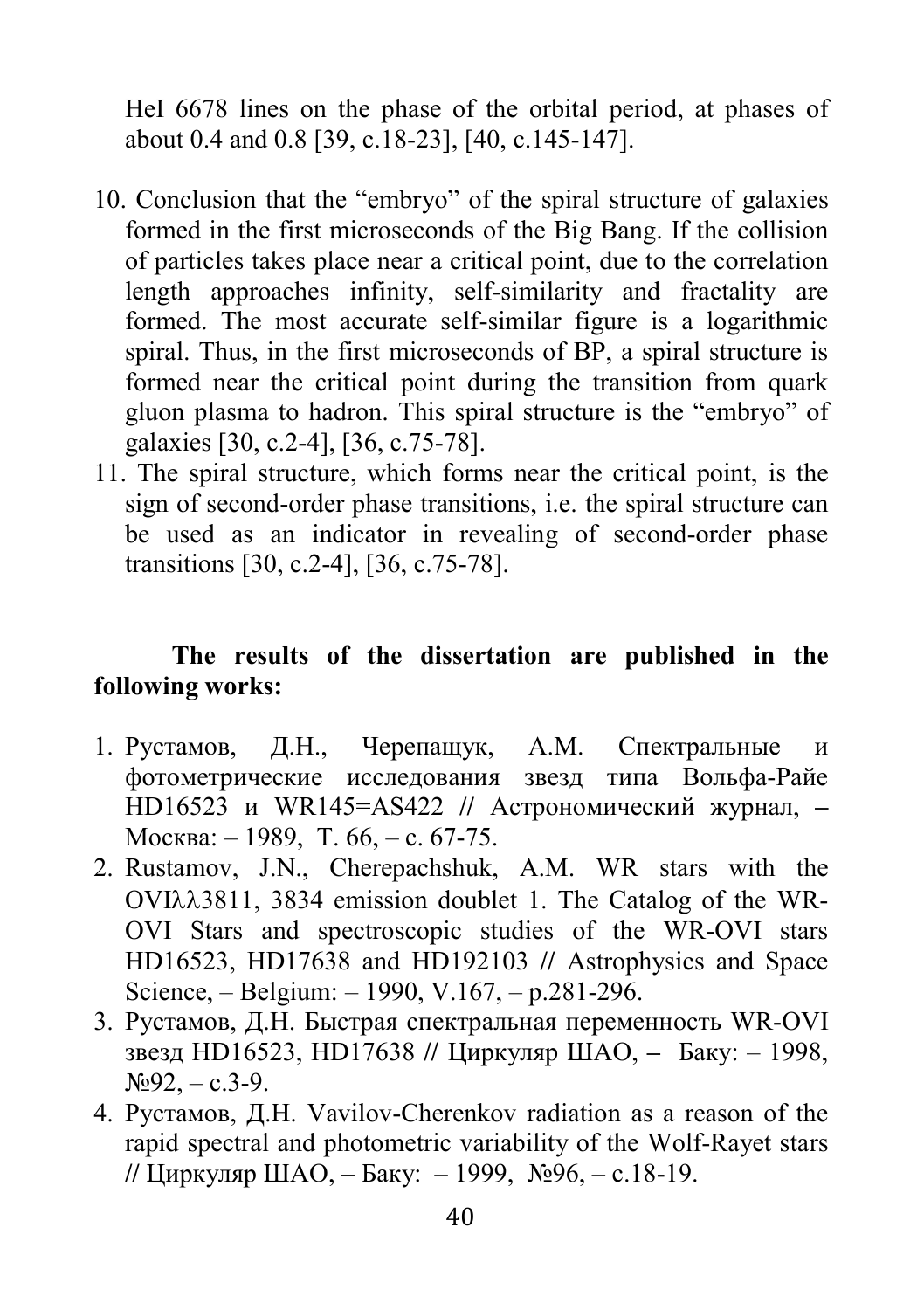HeI 6678 lines on the phase of the orbital period, at phases of about 0.4 and 0.8 [39, c.18-23], [40, c.145-147].

10. Conclusion that the "embryo" of the spiral structure of galaxies formed in the first microseconds of the Big Bang. If the collision of particles takes place near a critical point, due to the correlation length approaches infinity, self-similarity and fractality are formed. The most accurate self-similar figure is a logarithmic spiral. Thus, in the first microseconds of BP, a spiral structure is formed near the critical point during the transition from quark gluon plasma to hadron. This spiral structure is the "embryo" of galaxies [30, c.2-4], [36, c.75-78].
11. The spiral structure, which forms near the critical point, is the sign of second-order phase transitions, i.e. the spiral structure can be used as an indicator in revealing of second-order phase transitions [30, c.2-4], [36, c.75-78].

**The results of the dissertation are published in the following works:**

1. Рустамов, Д.Н., Черепащук, А.М. Спектральные и фотометрические исследования звезд типа Вольфа-Райе HD16523 и WR145=AS422 // Астрономический журнал, – Москва: – 1989, Т. 66, – с. 67-75.
2. Rustamov, J.N., Cherepachshuk, A.M. WR stars with the OVIλλ3811, 3834 emission doublet 1. The Catalog of the WR-OVI Stars and spectroscopic studies of the WR-OVI stars HD16523, HD17638 and HD192103 // Astrophysics and Space Science, – Belgium: – 1990, V.167, – p.281-296.
3. Рустамов, Д.Н. Быстрая спектральная переменность WR-OVI звезд HD16523, HD17638 // Циркуляр ШАО, – Баку: – 1998, №92, – с.3-9.
4. Рустамов, Д.Н. Vavilov-Cherenkov radiation as a reason of the rapid spectral and photometric variability of the Wolf-Rayet stars // Циркуляр ШАО, – Баку: – 1999, №96, – с.18-19.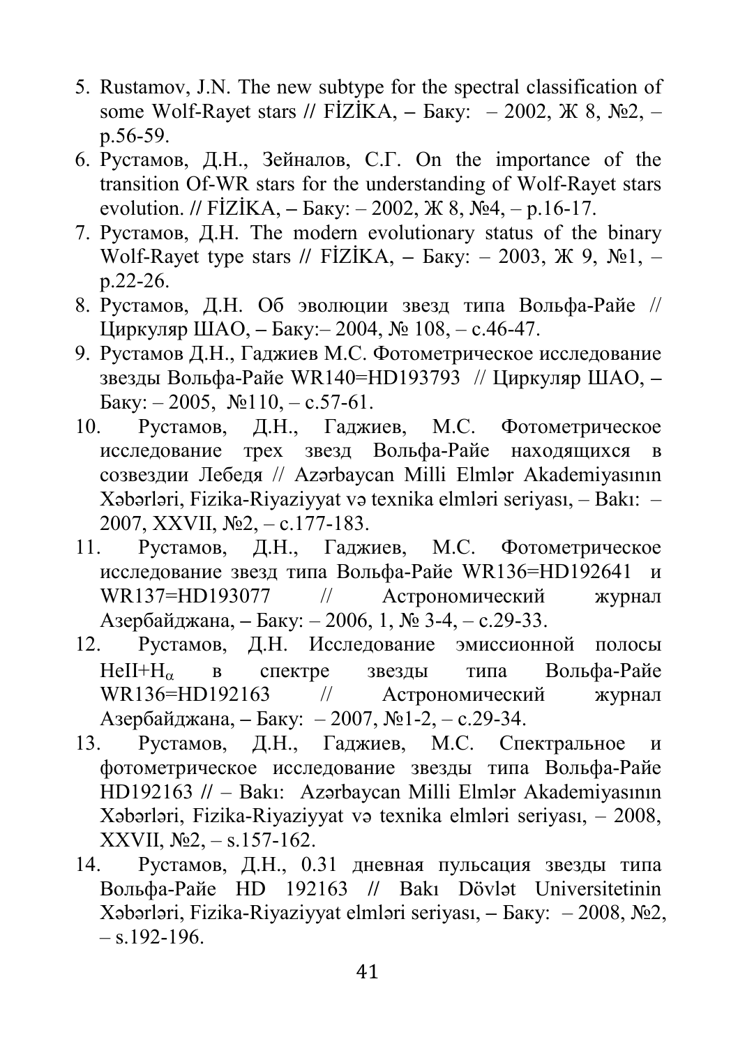5. Rustamov, J.N. The new subtype for the spectral classification of some Wolf-Rayet stars // FİZİKA, – Баку: – 2002, Ж 8, №2, – p.56-59.
6. Рустамов, Д.Н., Зейналов, С.Г. On the importance of the transition Of-WR stars for the understanding of Wolf-Rayet stars evolution. // FİZİKA, – Баку: – 2002, Ж 8, №4, – p.16-17.
7. Рустамов, Д.Н. The modern evolutionary status of the binary Wolf-Rayet type stars // FİZİKA, – Баку: – 2003, Ж 9, №1, – p.22-26.
8. Рустамов, Д.Н. Об эволюции звезд типа Вольфа-Райе // Циркуляр ШАО, – Баку:– 2004, № 108, – с.46-47.
9. Рустамов Д.Н., Гаджиев М.С. Фотометрическое исследование звезды Вольфа-Райе WR140=HD193793 // Циркуляр ШАО, – Баку: – 2005, №110, – с.57-61.
10. Рустамов, Д.Н., Гаджиев, М.С. Фотометрическое исследование трех звезд Вольфа-Райе находящихся в созвездии Лебедя // Azərbaycan Milli Elmlər Akademiyasının Xəbərləri, Fizika-Riyaziyyat və texnika elmləri seriyası, – Bakı: – 2007, XXVII, №2, – с.177-183.
11. Рустамов, Д.Н., Гаджиев, М.С. Фотометрическое исследование звезд типа Вольфа-Райе WR136=HD192641 и WR137=HD193077 // Астрономический журнал Азербайджана, – Баку: – 2006, 1, № 3-4, – с.29-33.
12. Рустамов, Д.Н. Исследование эмиссионной полосы HeII+$H_\alpha$ в спектре звезды типа Вольфа-Райе WR136=HD192163 // Астрономический журнал Азербайджана, – Баку: – 2007, №1-2, – с.29-34.
13. Рустамов, Д.Н., Гаджиев, М.С. Спектральное и фотометрическое исследование звезды типа Вольфа-Райе HD192163 // – Bakı: Azərbaycan Milli Elmlər Akademiyasının Xəbərləri, Fizika-Riyaziyyat və texnika elmləri seriyası, – 2008, XXVII, №2, – s.157-162.
14. Рустамов, Д.Н., 0.31 дневная пульсация звезды типа Вольфа-Райе HD 192163 // Bakı Dövlət Universitetinin Xəbərləri, Fizika-Riyaziyyat elmləri seriyası, – Баку: – 2008, №2, – s.192-196.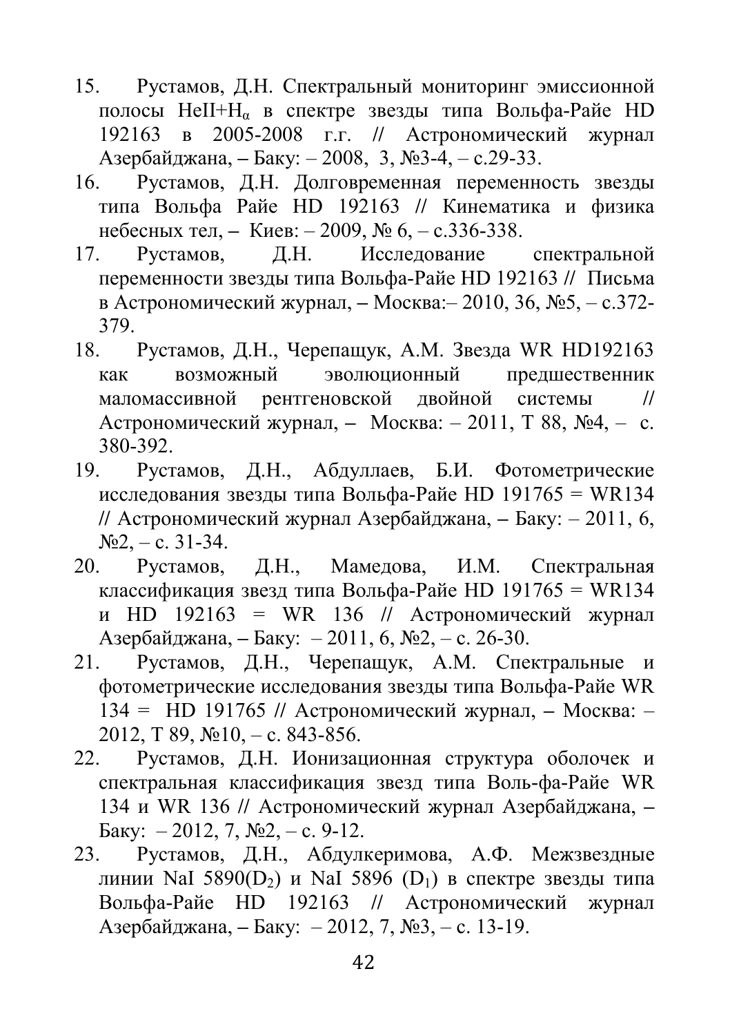15. Рустамов, Д.Н. Спектральный мониторинг эмиссионной полосы HeII+$H_\alpha$ в спектре звезды типа Вольфа-Райе HD 192163 в 2005-2008 г.г. // Астрономический журнал Азербайджана, – Баку: – 2008, 3, №3-4, – с.29-33.
16. Рустамов, Д.Н. Долговременная переменность звезды типа Вольфа Райе HD 192163 // Кинематика и физика небесных тел, – Киев: – 2009, № 6, – с.336-338.
17. Рустамов, Д.Н. Исследование спектральной переменности звезды типа Вольфа-Райе HD 192163 // Письма в Астрономический журнал, – Москва:– 2010, 36, №5, – с.372-379.
18. Рустамов, Д.Н., Черепащук, А.М. Звезда WR HD192163 как возможный эволюционный предшественник маломассивной рентгеновской двойной системы // Астрономический журнал, – Москва: – 2011, Т 88, №4, – с. 380-392.
19. Рустамов, Д.Н., Абдуллаев, Б.И. Фотометрические исследования звезды типа Вольфа-Райе HD 191765 = WR134 // Астрономический журнал Азербайджана, – Баку: – 2011, 6, №2, – с. 31-34.
20. Рустамов, Д.Н., Мамедова, И.М. Спектральная классификация звезд типа Вольфа-Райе HD 191765 = WR134 и HD 192163 = WR 136 // Астрономический журнал Азербайджана, – Баку: – 2011, 6, №2, – с. 26-30.
21. Рустамов, Д.Н., Черепащук, А.М. Спектральные и фотометрические исследования звезды типа Вольфа-Райе WR 134 = HD 191765 // Астрономический журнал, – Москва: – 2012, Т 89, №10, – с. 843-856.
22. Рустамов, Д.Н. Ионизационная структура оболочек и спектральная классификация звезд типа Воль-фа-Райе WR 134 и WR 136 // Астрономический журнал Азербайджана, – Баку: – 2012, 7, №2, – с. 9-12.
23. Рустамов, Д.Н., Абдулкеримова, А.Ф. Межзвездные линии NaI 5890($D_2$) и NaI 5896 ($D_1$) в спектре звезды типа Вольфа-Райе HD 192163 // Астрономический журнал Азербайджана, – Баку: – 2012, 7, №3, – с. 13-19.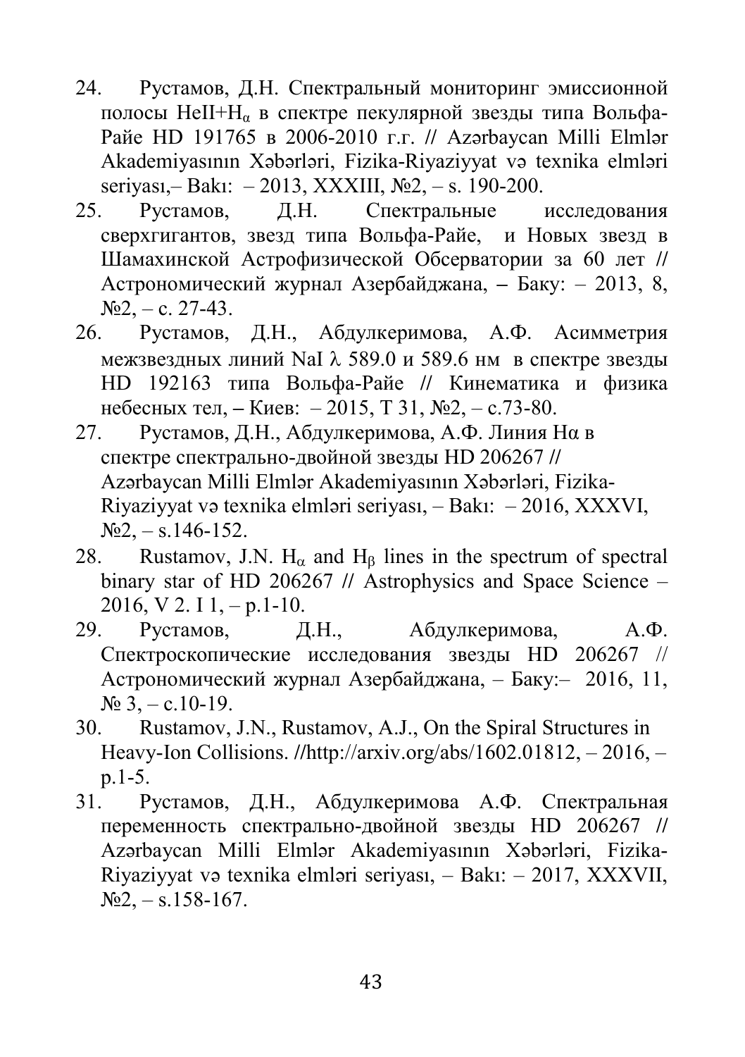24. Рустамов, Д.Н. Спектральный мониторинг эмиссионной полосы HeII+$H_\alpha$ в спектре пекулярной звезды типа Вольфа-Райе HD 191765 в 2006-2010 г.г. // Azərbaycan Milli Elmlər Akademiyasının Xəbərləri, Fizika-Riyaziyyat və texnika elmləri seriyası,– Bakı: – 2013, XXXIII, №2, – s. 190-200.
25. Рустамов, Д.Н. Спектральные исследования сверхгигантов, звезд типа Вольфа-Райе, и Новых звезд в Шамахинской Астрофизической Обсерватории за 60 лет // Астрономический журнал Азербайджана, – Баку: – 2013, 8, №2, – с. 27-43.
26. Рустамов, Д.Н., Абдулкеримова, А.Ф. Асимметрия межзвездных линий NaI $\lambda$ 589.0 и 589.6 нм в спектре звезды HD 192163 типа Вольфа-Райе // Кинематика и физика небесных тел, – Киев: – 2015, Т 31, №2, – с.73-80.
27. Рустамов, Д.Н., Абдулкеримова, А.Ф. Линия Hα в спектре спектрально-двойной звезды HD 206267 // Azərbaycan Milli Elmlər Akademiyasının Xəbərləri, Fizika-Riyaziyyat və texnika elmləri seriyası, – Bakı: – 2016, XXXVI, №2, – s.146-152.
28. Rustamov, J.N. $H_\alpha$ and $H_\beta$ lines in the spectrum of spectral binary star of HD 206267 // Astrophysics and Space Science – 2016, V 2. I 1, – p.1-10.
29. Рустамов, Д.Н., Абдулкеримова, А.Ф. Спектроскопические исследования звезды HD 206267 // Астрономический журнал Азербайджана, – Баку:– 2016, 11, № 3, – с.10-19.
30. Rustamov, J.N., Rustamov, A.J., On the Spiral Structures in Heavy-Ion Collisions. //http://arxiv.org/abs/1602.01812, – 2016, – p.1-5.
31. Рустамов, Д.Н., Абдулкеримова А.Ф. Спектральная переменность спектрально-двойной звезды HD 206267 // Azərbaycan Milli Elmlər Akademiyasının Xəbərləri, Fizika-Riyaziyyat və texnika elmləri seriyası, – Bakı: – 2017, XXXVII, №2, – s.158-167.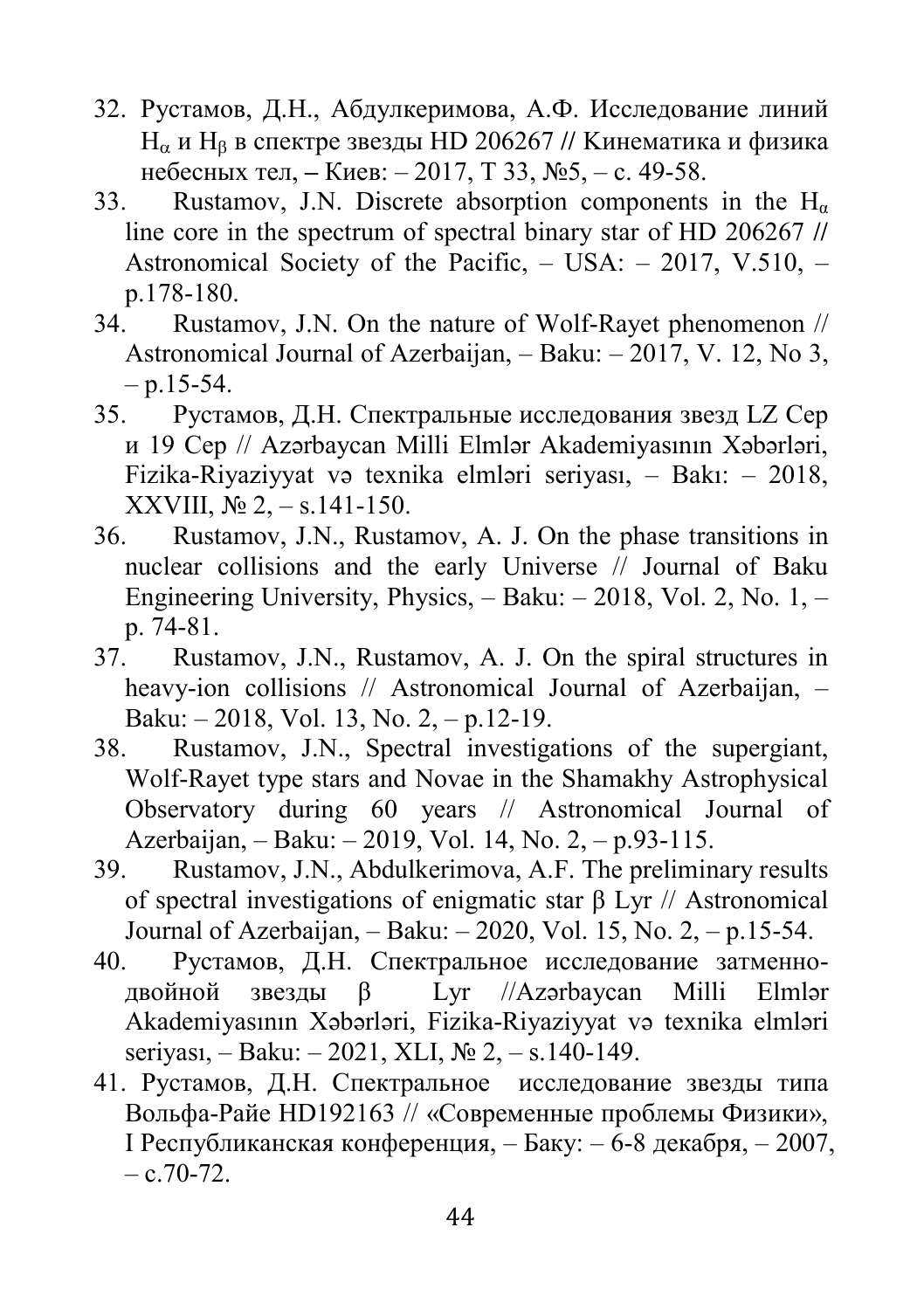32. Рустамов, Д.Н., Абдулкеримова, А.Ф. Исследование линий $H_\alpha$ и $H_\beta$ в спектре звезды HD 206267 // Кинематика и физика небесных тел, – Киев: – 2017, Т 33, №5, – с. 49-58.
33. Rustamov, J.N. Discrete absorption components in the $H_\alpha$ line core in the spectrum of spectral binary star of HD 206267 // Astronomical Society of the Pacific, – USA: – 2017, V.510, – p.178-180.
34. Rustamov, J.N. On the nature of Wolf-Rayet phenomenon // Astronomical Journal of Azerbaijan, – Baku: – 2017, V. 12, No 3, – p.15-54.
35. Рустамов, Д.Н. Спектральные исследования звезд LZ Cep и 19 Cep // Azərbaycan Milli Elmlər Akademiyasının Xəbərləri, Fizika-Riyaziyyat və texnika elmləri seriyası, – Bakı: – 2018, XXVIII, № 2, – s.141-150.
36. Rustamov, J.N., Rustamov, A. J. On the phase transitions in nuclear collisions and the early Universe // Journal of Baku Engineering University, Physics, – Baku: – 2018, Vol. 2, No. 1, – p. 74-81.
37. Rustamov, J.N., Rustamov, A. J. On the spiral structures in heavy-ion collisions // Astronomical Journal of Azerbaijan, – Baku: – 2018, Vol. 13, No. 2, – p.12-19.
38. Rustamov, J.N., Spectral investigations of the supergiant, Wolf-Rayet type stars and Novae in the Shamakhy Astrophysical Observatory during 60 years // Astronomical Journal of Azerbaijan, – Baku: – 2019, Vol. 14, No. 2, – p.93-115.
39. Rustamov, J.N., Abdulkerimova, A.F. The preliminary results of spectral investigations of enigmatic star β Lyr // Astronomical Journal of Azerbaijan, – Baku: – 2020, Vol. 15, No. 2, – p.15-54.
40. Рустамов, Д.Н. Спектральное исследование затменно-двойной звезды β Lyr //Azərbaycan Milli Elmlər Akademiyasının Xəbərləri, Fizika-Riyaziyyat və texnika elmləri seriyası, – Baku: – 2021, XLI, № 2, – s.140-149.
41. Рустамов, Д.Н. Спектральное исследование звезды типа Вольфа-Райе HD192163 // «Современные проблемы Физики», I Республиканская конференция, – Баку: – 6-8 декабря, – 2007, – с.70-72.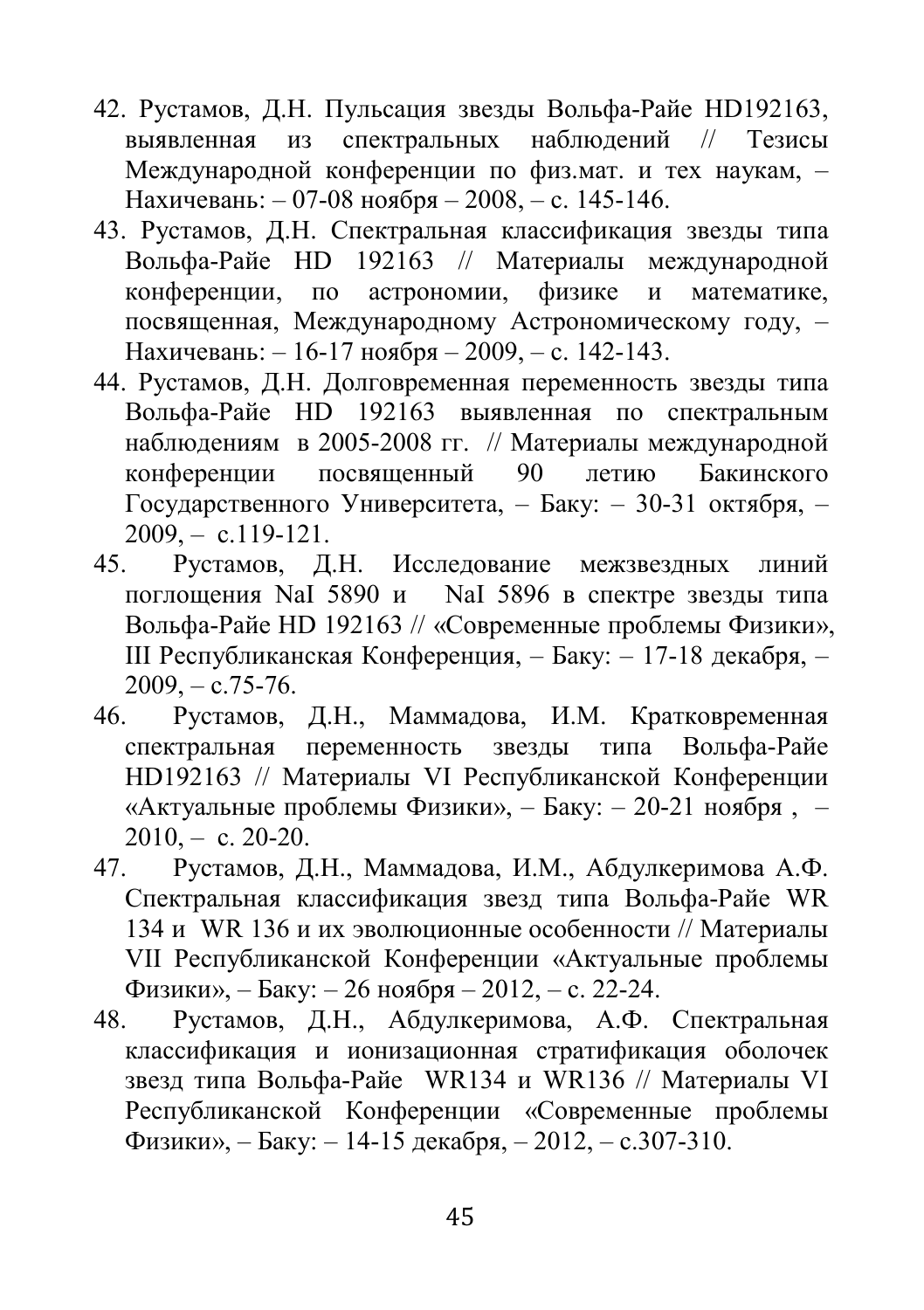42. Рустамов, Д.Н. Пульсация звезды Вольфа-Райе HD192163, выявленная из спектральных наблюдений // Тезисы Международной конференции по физ.мат. и тех наукам, – Нахичевань: – 07-08 ноября – 2008, – с. 145-146.
43. Рустамов, Д.Н. Спектральная классификация звезды типа Вольфа-Райе HD 192163 // Материалы международной конференции, по астрономии, физике и математике, посвященная, Международному Астрономическому году, – Нахичевань: – 16-17 ноября – 2009, – с. 142-143.
44. Рустамов, Д.Н. Долговременная переменность звезды типа Вольфа-Райе HD 192163 выявленная по спектральным наблюдениям в 2005-2008 гг. // Материалы международной конференции посвященный 90 летию Бакинского Государственного Университета, – Баку: – 30-31 октября, – 2009, – с.119-121.
45. Рустамов, Д.Н. Исследование межзвездных линий поглощения NaI 5890 и NaI 5896 в спектре звезды типа Вольфа-Райе HD 192163 // «Современные проблемы Физики», III Республиканская Конференция, – Баку: – 17-18 декабря, – 2009, – с.75-76.
46. Рустамов, Д.Н., Маммадова, И.М. Кратковременная спектральная переменность звезды типа Вольфа-Райе HD192163 // Материалы VI Республиканской Конференции «Актуальные проблемы Физики», – Баку: – 20-21 ноября , – 2010, – с. 20-20.
47. Рустамов, Д.Н., Маммадова, И.М., Абдулкеримова А.Ф. Спектральная классификация звезд типа Вольфа-Райе WR 134 и WR 136 и их эволюционные особенности // Материалы VII Республиканской Конференции «Актуальные проблемы Физики», – Баку: – 26 ноября – 2012, – с. 22-24.
48. Рустамов, Д.Н., Абдулкеримова, А.Ф. Спектральная классификация и ионизационная стратификация оболочек звезд типа Вольфа-Райе WR134 и WR136 // Материалы VI Республиканской Конференции «Современные проблемы Физики», – Баку: – 14-15 декабря, – 2012, – с.307-310.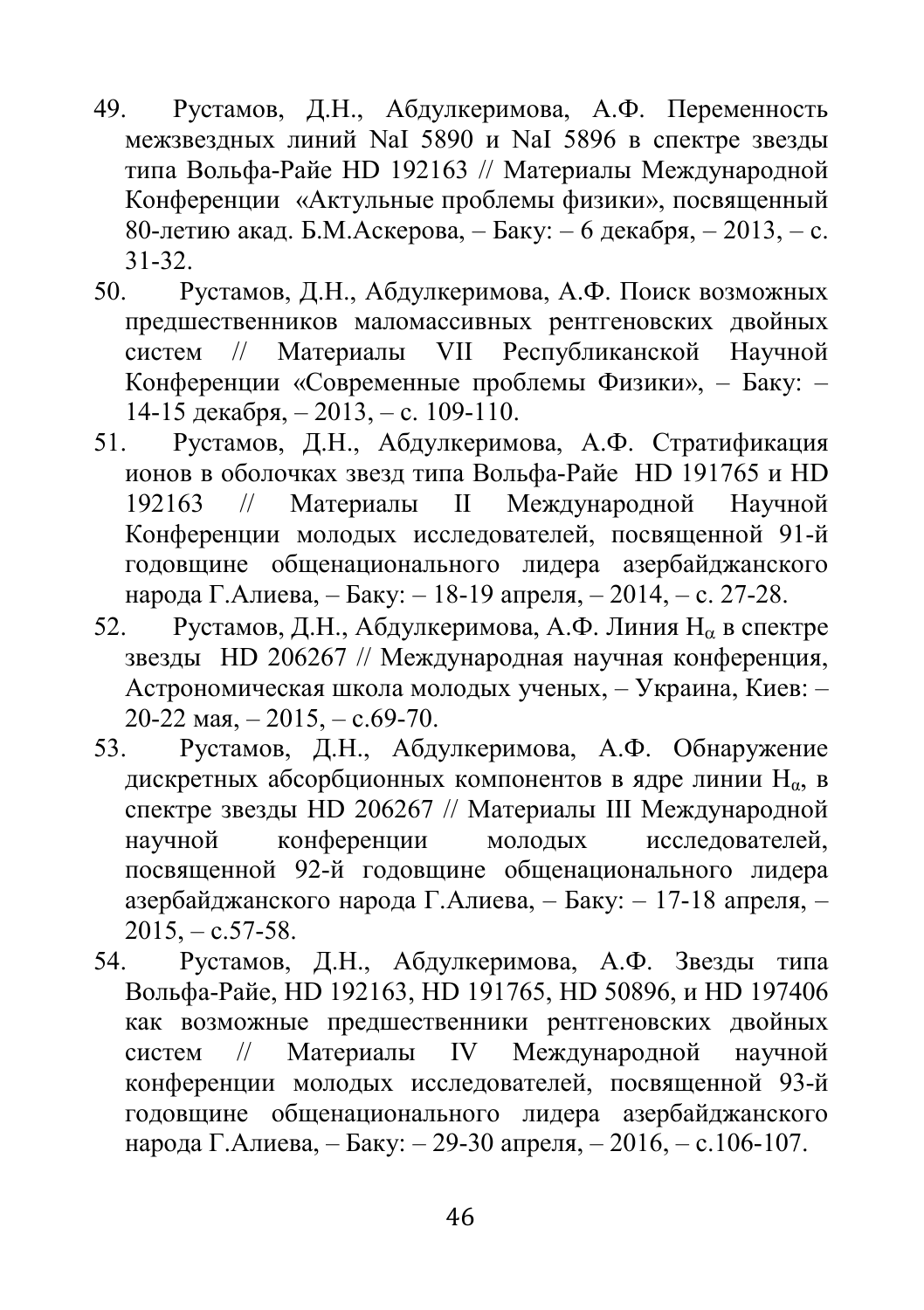49. Рустамов, Д.Н., Абдулкеримова, А.Ф. Переменность межзвездных линий NaI 5890 и NaI 5896 в спектре звезды типа Вольфа-Райе HD 192163 // Материалы Международной Конференции «Актульные проблемы физики», посвященный 80-летию акад. Б.М.Аскерова, – Баку: – 6 декабря, – 2013, – с. 31-32.
50. Рустамов, Д.Н., Абдулкеримова, А.Ф. Поиск возможных предшественников маломассивных рентгеновских двойных систем // Материалы VII Республиканской Научной Конференции «Современные проблемы Физики», – Баку: – 14-15 декабря, – 2013, – с. 109-110.
51. Рустамов, Д.Н., Абдулкеримова, А.Ф. Стратификация ионов в оболочках звезд типа Вольфа-Райе HD 191765 и HD 192163 // Материалы II Международной Научной Конференции молодых исследователей, посвященной 91-й годовщине общенационального лидера азербайджанского народа Г.Алиева, – Баку: – 18-19 апреля, – 2014, – с. 27-28.
52. Рустамов, Д.Н., Абдулкеримова, А.Ф. Линия $H_\alpha$ в спектре звезды HD 206267 // Международная научная конференция, Астрономическая школа молодых ученых, – Украина, Киев: – 20-22 мая, – 2015, – с.69-70.
53. Рустамов, Д.Н., Абдулкеримова, А.Ф. Обнаружение дискретных абсорбционных компонентов в ядре линии $H_\alpha$, в спектре звезды HD 206267 // Материалы III Международной научной конференции молодых исследователей, посвященной 92-й годовщине общенационального лидера азербайджанского народа Г.Алиева, – Баку: – 17-18 апреля, – 2015, – с.57-58.
54. Рустамов, Д.Н., Абдулкеримова, А.Ф. Звезды типа Вольфа-Райе, HD 192163, HD 191765, HD 50896, и HD 197406 как возможные предшественники рентгеновских двойных систем // Материалы IV Международной научной конференции молодых исследователей, посвященной 93-й годовщине общенационального лидера азербайджанского народа Г.Алиева, – Баку: – 29-30 апреля, – 2016, – с.106-107.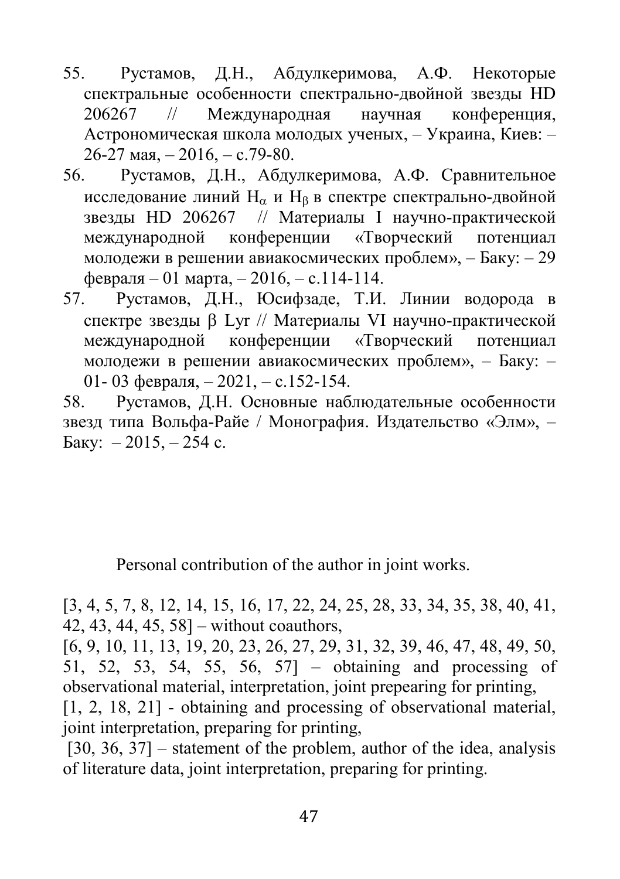55. Рустамов, Д.Н., Абдулкеримова, А.Ф. Некоторые спектральные особенности спектрально-двойной звезды HD 206267 // Международная научная конференция, Астрономическая школа молодых ученых, – Украина, Киев: – 26-27 мая, – 2016, – с.79-80.
56. Рустамов, Д.Н., Абдулкеримова, А.Ф. Сравнительное исследование линий $H_\alpha$ и $H_\beta$ в спектре спектрально-двойной звезды HD 206267 // Материалы I научно-практической международной конференции «Творческий потенциал молодежи в решении авиакосмических проблем», – Баку: – 29 февраля – 01 марта, – 2016, – с.114-114.
57. Рустамов, Д.Н., Юсифзаде, Т.И. Линии водорода в спектре звезды β Lyr // Материалы VI научно-практической международной конференции «Творческий потенциал молодежи в решении авиакосмических проблем», – Баку: – 01- 03 февраля, – 2021, – с.152-154.
58. Рустамов, Д.Н. Основные наблюдательные особенности звезд типа Вольфа-Райе / Монография. Издательство «Элм», – Баку: – 2015, – 254 с.

Personal contribution of the author in joint works.

[3, 4, 5, 7, 8, 12, 14, 15, 16, 17, 22, 24, 25, 28, 33, 34, 35, 38, 40, 41, 42, 43, 44, 45, 58] – without coauthors,
[6, 9, 10, 11, 13, 19, 20, 23, 26, 27, 29, 31, 32, 39, 46, 47, 48, 49, 50, 51, 52, 53, 54, 55, 56, 57] – obtaining and processing of observational material, interpretation, joint prepearing for printing,
[1, 2, 18, 21] - obtaining and processing of observational material, joint interpretation, preparing for printing,
[30, 36, 37] – statement of the problem, author of the idea, analysis of literature data, joint interpretation, preparing for printing.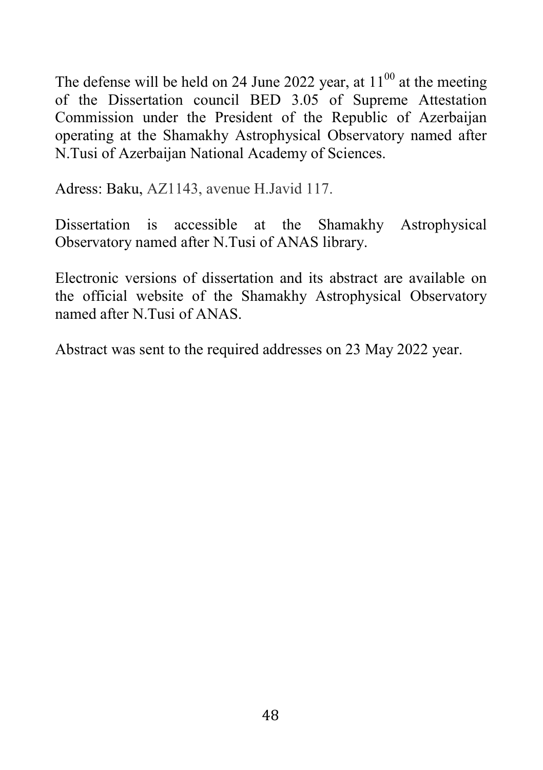The defense will be held on 24 June 2022 year, at $11^{00}$ at the meeting of the Dissertation council BED 3.05 of Supreme Attestation Commission under the President of the Republic of Azerbaijan operating at the Shamakhy Astrophysical Observatory named after N.Tusi of Azerbaijan National Academy of Sciences.

Adress: Baku, AZ1143, avenue H.Javid 117.

Dissertation is accessible at the Shamakhy Astrophysical Observatory named after N.Tusi of ANAS library.

Electronic versions of dissertation and its abstract are available on the official website of the Shamakhy Astrophysical Observatory named after N.Tusi of ANAS.

Abstract was sent to the required addresses on 23 May 2022 year.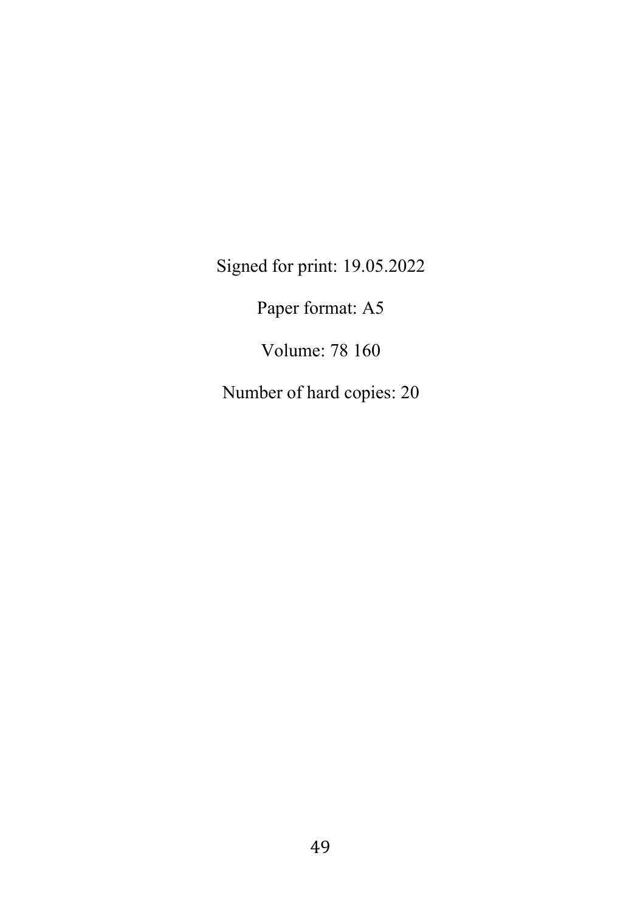Signed for print: 19.05.2022

Paper format: A5

Volume: 78 160

Number of hard copies: 20